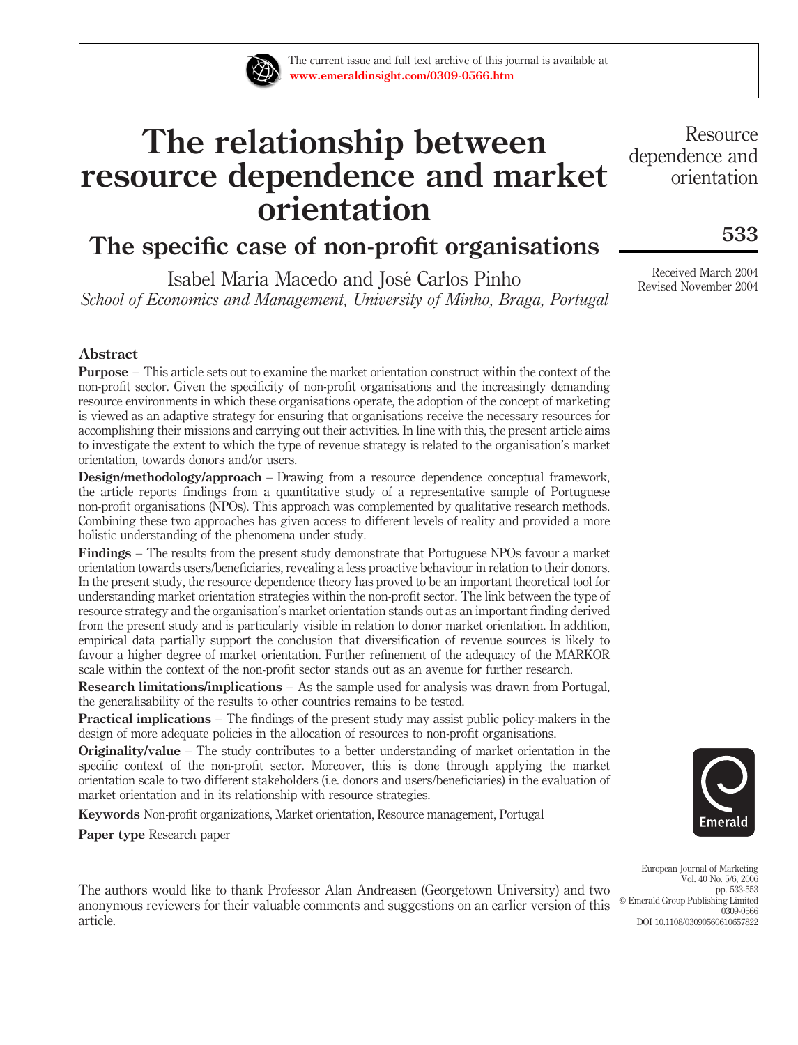# The relationship between resource dependence and market orientation

## The specific case of non-profit organisations

Isabel Maria Macedo and José Carlos Pinho

*School of Economics and Management, University of Minho, Braga, Portugal*

Received March 2004
Revised November 2004

## Abstract

**Purpose** – This article sets out to examine the market orientation construct within the context of the non-profit sector. Given the specificity of non-profit organisations and the increasingly demanding resource environments in which these organisations operate, the adoption of the concept of marketing is viewed as an adaptive strategy for ensuring that organisations receive the necessary resources for accomplishing their missions and carrying out their activities. In line with this, the present article aims to investigate the extent to which the type of revenue strategy is related to the organisation's market orientation, towards donors and/or users.

**Design/methodology/approach** – Drawing from a resource dependence conceptual framework, the article reports findings from a quantitative study of a representative sample of Portuguese non-profit organisations (NPOs). This approach was complemented by qualitative research methods. Combining these two approaches has given access to different levels of reality and provided a more holistic understanding of the phenomena under study.

**Findings** – The results from the present study demonstrate that Portuguese NPOs favour a market orientation towards users/beneficiaries, revealing a less proactive behaviour in relation to their donors. In the present study, the resource dependence theory has proved to be an important theoretical tool for understanding market orientation strategies within the non-profit sector. The link between the type of resource strategy and the organisation's market orientation stands out as an important finding derived from the present study and is particularly visible in relation to donor market orientation. In addition, empirical data partially support the conclusion that diversification of revenue sources is likely to favour a higher degree of market orientation. Further refinement of the adequacy of the MARKOR scale within the context of the non-profit sector stands out as an avenue for further research.

**Research limitations/implications** – As the sample used for analysis was drawn from Portugal, the generalisability of the results to other countries remains to be tested.

**Practical implications** – The findings of the present study may assist public policy-makers in the design of more adequate policies in the allocation of resources to non-profit organisations.

**Originality/value** – The study contributes to a better understanding of market orientation in the specific context of the non-profit sector. Moreover, this is done through applying the market orientation scale to two different stakeholders (i.e. donors and users/beneficiaries) in the evaluation of market orientation and in its relationship with resource strategies.

**Keywords** Non-profit organizations, Market orientation, Resource management, Portugal

**Paper type** Research paper

The authors would like to thank Professor Alan Andreasen (Georgetown University) and two anonymous reviewers for their valuable comments and suggestions on an earlier version of this article.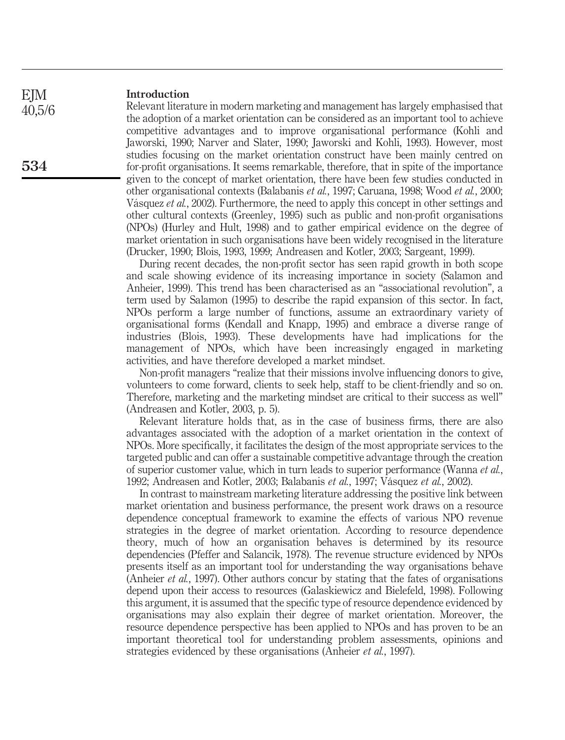## Introduction

Relevant literature in modern marketing and management has largely emphasised that the adoption of a market orientation can be considered as an important tool to achieve competitive advantages and to improve organisational performance (Kohli and Jaworski, 1990; Narver and Slater, 1990; Jaworski and Kohli, 1993). However, most studies focusing on the market orientation construct have been mainly centred on for-profit organisations. It seems remarkable, therefore, that in spite of the importance given to the concept of market orientation, there have been few studies conducted in other organisational contexts (Balabanis *et al.*, 1997; Caruana, 1998; Wood *et al.*, 2000; Vásquez *et al.*, 2002). Furthermore, the need to apply this concept in other settings and other cultural contexts (Greenley, 1995) such as public and non-profit organisations (NPOs) (Hurley and Hult, 1998) and to gather empirical evidence on the degree of market orientation in such organisations have been widely recognised in the literature (Drucker, 1990; Blois, 1993, 1999; Andreasen and Kotler, 2003; Sargeant, 1999).

During recent decades, the non-profit sector has seen rapid growth in both scope and scale showing evidence of its increasing importance in society (Salamon and Anheier, 1999). This trend has been characterised as an "associational revolution", a term used by Salamon (1995) to describe the rapid expansion of this sector. In fact, NPOs perform a large number of functions, assume an extraordinary variety of organisational forms (Kendall and Knapp, 1995) and embrace a diverse range of industries (Blois, 1993). These developments have had implications for the management of NPOs, which have been increasingly engaged in marketing activities, and have therefore developed a market mindset.

Non-profit managers "realize that their missions involve influencing donors to give, volunteers to come forward, clients to seek help, staff to be client-friendly and so on. Therefore, marketing and the marketing mindset are critical to their success as well" (Andreasen and Kotler, 2003, p. 5).

Relevant literature holds that, as in the case of business firms, there are also advantages associated with the adoption of a market orientation in the context of NPOs. More specifically, it facilitates the design of the most appropriate services to the targeted public and can offer a sustainable competitive advantage through the creation of superior customer value, which in turn leads to superior performance (Wanna *et al.*, 1992; Andreasen and Kotler, 2003; Balabanis *et al.*, 1997; Vásquez *et al.*, 2002).

In contrast to mainstream marketing literature addressing the positive link between market orientation and business performance, the present work draws on a resource dependence conceptual framework to examine the effects of various NPO revenue strategies in the degree of market orientation. According to resource dependence theory, much of how an organisation behaves is determined by its resource dependencies (Pfeffer and Salancik, 1978). The revenue structure evidenced by NPOs presents itself as an important tool for understanding the way organisations behave (Anheier *et al.*, 1997). Other authors concur by stating that the fates of organisations depend upon their access to resources (Galaskiewicz and Bielefeld, 1998). Following this argument, it is assumed that the specific type of resource dependence evidenced by organisations may also explain their degree of market orientation. Moreover, the resource dependence perspective has been applied to NPOs and has proven to be an important theoretical tool for understanding problem assessments, opinions and strategies evidenced by these organisations (Anheier *et al.*, 1997).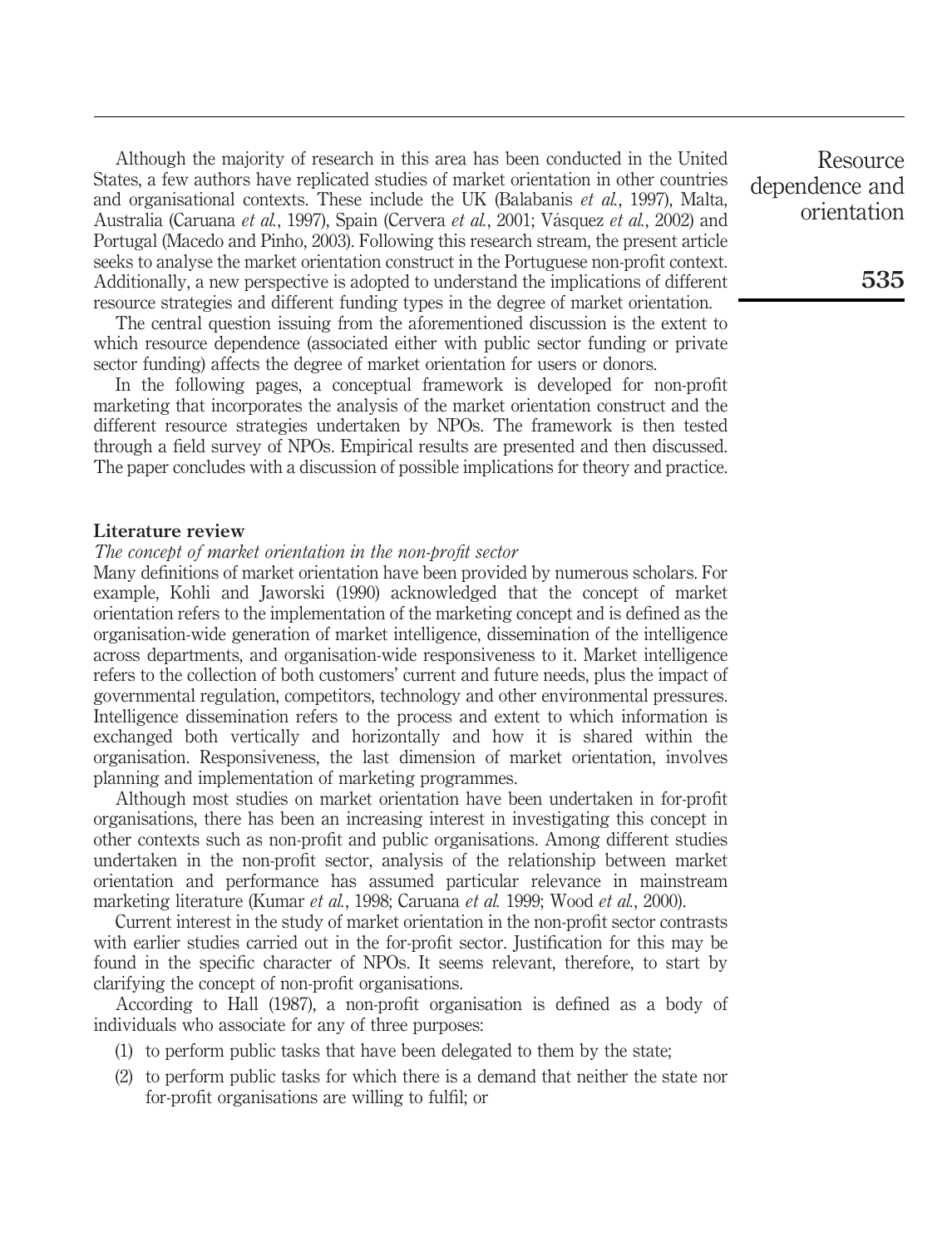Although the majority of research in this area has been conducted in the United States, a few authors have replicated studies of market orientation in other countries and organisational contexts. These include the UK (Balabanis *et al.*, 1997), Malta, Australia (Caruana *et al.*, 1997), Spain (Cervera *et al.*, 2001; Vásquez *et al.*, 2002) and Portugal (Macedo and Pinho, 2003). Following this research stream, the present article seeks to analyse the market orientation construct in the Portuguese non-profit context. Additionally, a new perspective is adopted to understand the implications of different resource strategies and different funding types in the degree of market orientation.

The central question issuing from the aforementioned discussion is the extent to which resource dependence (associated either with public sector funding or private sector funding) affects the degree of market orientation for users or donors.

In the following pages, a conceptual framework is developed for non-profit marketing that incorporates the analysis of the market orientation construct and the different resource strategies undertaken by NPOs. The framework is then tested through a field survey of NPOs. Empirical results are presented and then discussed. The paper concludes with a discussion of possible implications for theory and practice.

## Literature review

### *The concept of market orientation in the non-profit sector*

Many definitions of market orientation have been provided by numerous scholars. For example, Kohli and Jaworski (1990) acknowledged that the concept of market orientation refers to the implementation of the marketing concept and is defined as the organisation-wide generation of market intelligence, dissemination of the intelligence across departments, and organisation-wide responsiveness to it. Market intelligence refers to the collection of both customers' current and future needs, plus the impact of governmental regulation, competitors, technology and other environmental pressures. Intelligence dissemination refers to the process and extent to which information is exchanged both vertically and horizontally and how it is shared within the organisation. Responsiveness, the last dimension of market orientation, involves planning and implementation of marketing programmes.

Although most studies on market orientation have been undertaken in for-profit organisations, there has been an increasing interest in investigating this concept in other contexts such as non-profit and public organisations. Among different studies undertaken in the non-profit sector, analysis of the relationship between market orientation and performance has assumed particular relevance in mainstream marketing literature (Kumar *et al.*, 1998; Caruana *et al.* 1999; Wood *et al.*, 2000).

Current interest in the study of market orientation in the non-profit sector contrasts with earlier studies carried out in the for-profit sector. Justification for this may be found in the specific character of NPOs. It seems relevant, therefore, to start by clarifying the concept of non-profit organisations.

According to Hall (1987), a non-profit organisation is defined as a body of individuals who associate for any of three purposes:

1. to perform public tasks that have been delegated to them by the state;
2. to perform public tasks for which there is a demand that neither the state nor for-profit organisations are willing to fulfil; or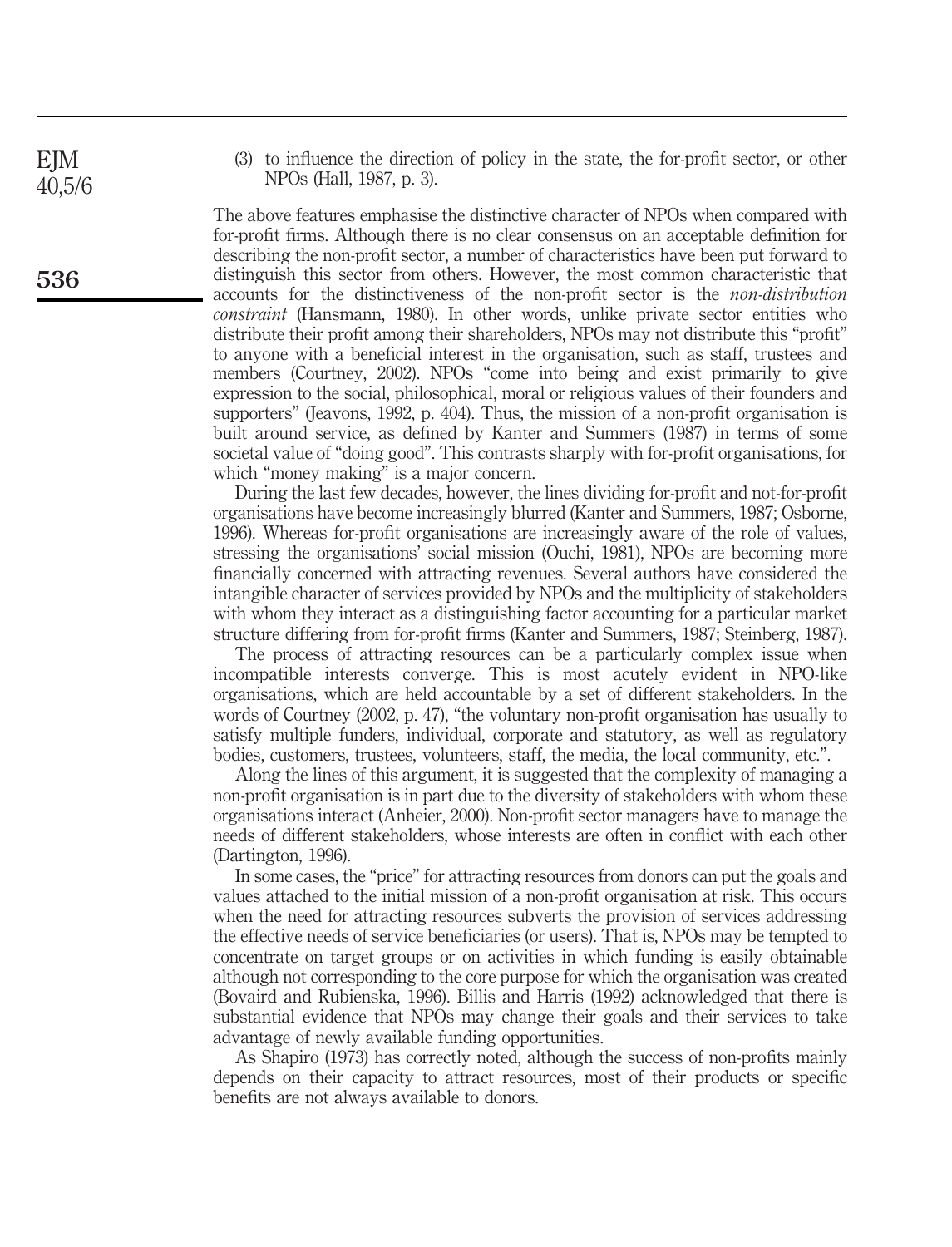(3) to influence the direction of policy in the state, the for-profit sector, or other NPOs (Hall, 1987, p. 3).

The above features emphasise the distinctive character of NPOs when compared with for-profit firms. Although there is no clear consensus on an acceptable definition for describing the non-profit sector, a number of characteristics have been put forward to distinguish this sector from others. However, the most common characteristic that accounts for the distinctiveness of the non-profit sector is the *non-distribution constraint* (Hansmann, 1980). In other words, unlike private sector entities who distribute their profit among their shareholders, NPOs may not distribute this "profit" to anyone with a beneficial interest in the organisation, such as staff, trustees and members (Courtney, 2002). NPOs "come into being and exist primarily to give expression to the social, philosophical, moral or religious values of their founders and supporters" (Jeavons, 1992, p. 404). Thus, the mission of a non-profit organisation is built around service, as defined by Kanter and Summers (1987) in terms of some societal value of "doing good". This contrasts sharply with for-profit organisations, for which "money making" is a major concern.

During the last few decades, however, the lines dividing for-profit and not-for-profit organisations have become increasingly blurred (Kanter and Summers, 1987; Osborne, 1996). Whereas for-profit organisations are increasingly aware of the role of values, stressing the organisations' social mission (Ouchi, 1981), NPOs are becoming more financially concerned with attracting revenues. Several authors have considered the intangible character of services provided by NPOs and the multiplicity of stakeholders with whom they interact as a distinguishing factor accounting for a particular market structure differing from for-profit firms (Kanter and Summers, 1987; Steinberg, 1987).

The process of attracting resources can be a particularly complex issue when incompatible interests converge. This is most acutely evident in NPO-like organisations, which are held accountable by a set of different stakeholders. In the words of Courtney (2002, p. 47), "the voluntary non-profit organisation has usually to satisfy multiple funders, individual, corporate and statutory, as well as regulatory bodies, customers, trustees, volunteers, staff, the media, the local community, etc.".

Along the lines of this argument, it is suggested that the complexity of managing a non-profit organisation is in part due to the diversity of stakeholders with whom these organisations interact (Anheier, 2000). Non-profit sector managers have to manage the needs of different stakeholders, whose interests are often in conflict with each other (Dartington, 1996).

In some cases, the "price" for attracting resources from donors can put the goals and values attached to the initial mission of a non-profit organisation at risk. This occurs when the need for attracting resources subverts the provision of services addressing the effective needs of service beneficiaries (or users). That is, NPOs may be tempted to concentrate on target groups or on activities in which funding is easily obtainable although not corresponding to the core purpose for which the organisation was created (Bovaird and Rubienska, 1996). Billis and Harris (1992) acknowledged that there is substantial evidence that NPOs may change their goals and their services to take advantage of newly available funding opportunities.

As Shapiro (1973) has correctly noted, although the success of non-profits mainly depends on their capacity to attract resources, most of their products or specific benefits are not always available to donors.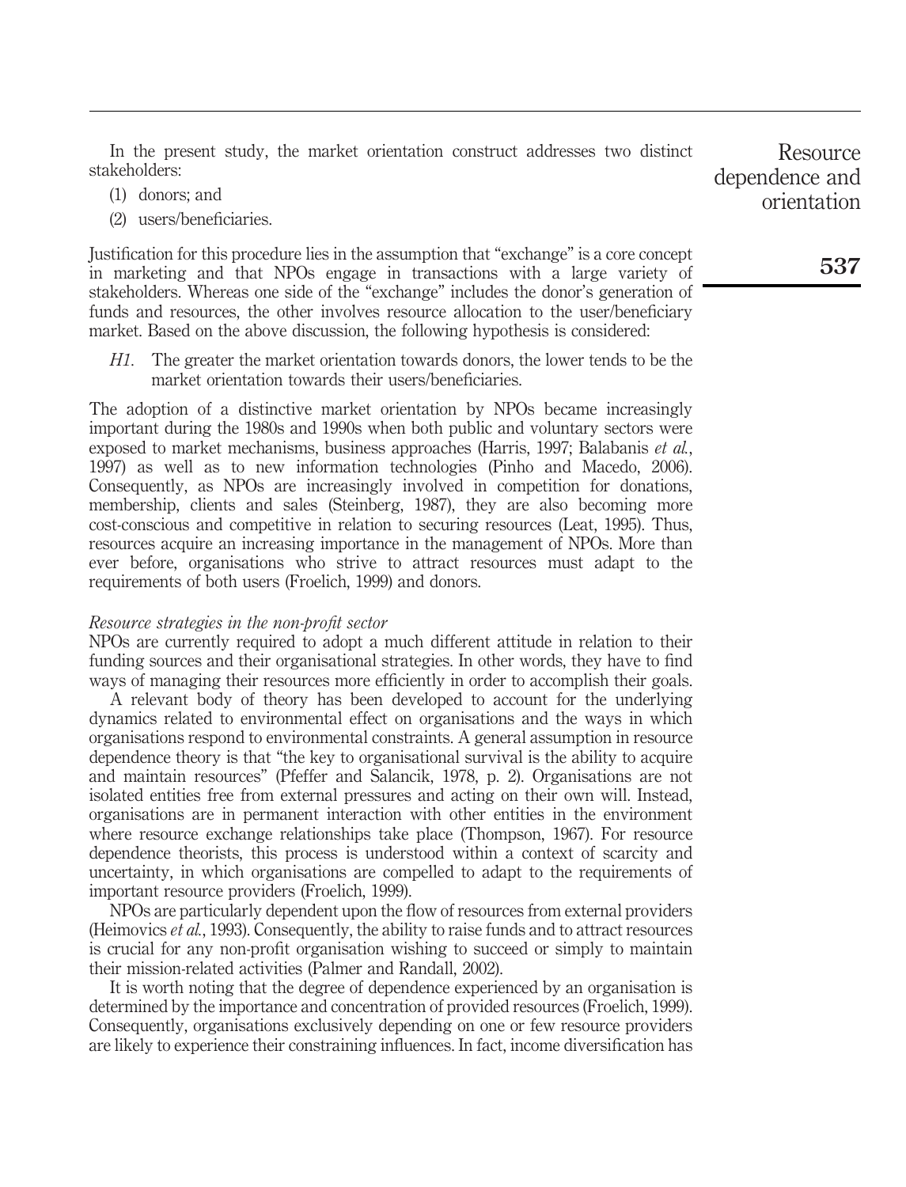In the present study, the market orientation construct addresses two distinct stakeholders:

1. donors; and
2. users/beneficiaries.

Justification for this procedure lies in the assumption that "exchange" is a core concept in marketing and that NPOs engage in transactions with a large variety of stakeholders. Whereas one side of the "exchange" includes the donor's generation of funds and resources, the other involves resource allocation to the user/beneficiary market. Based on the above discussion, the following hypothesis is considered:

> *H1*. The greater the market orientation towards donors, the lower tends to be the market orientation towards their users/beneficiaries.

The adoption of a distinctive market orientation by NPOs became increasingly important during the 1980s and 1990s when both public and voluntary sectors were exposed to market mechanisms, business approaches (Harris, 1997; Balabanis *et al.*, 1997) as well as to new information technologies (Pinho and Macedo, 2006). Consequently, as NPOs are increasingly involved in competition for donations, membership, clients and sales (Steinberg, 1987), they are also becoming more cost-conscious and competitive in relation to securing resources (Leat, 1995). Thus, resources acquire an increasing importance in the management of NPOs. More than ever before, organisations who strive to attract resources must adapt to the requirements of both users (Froelich, 1999) and donors.

### *Resource strategies in the non-profit sector*

NPOs are currently required to adopt a much different attitude in relation to their funding sources and their organisational strategies. In other words, they have to find ways of managing their resources more efficiently in order to accomplish their goals.

A relevant body of theory has been developed to account for the underlying dynamics related to environmental effect on organisations and the ways in which organisations respond to environmental constraints. A general assumption in resource dependence theory is that "the key to organisational survival is the ability to acquire and maintain resources" (Pfeffer and Salancik, 1978, p. 2). Organisations are not isolated entities free from external pressures and acting on their own will. Instead, organisations are in permanent interaction with other entities in the environment where resource exchange relationships take place (Thompson, 1967). For resource dependence theorists, this process is understood within a context of scarcity and uncertainty, in which organisations are compelled to adapt to the requirements of important resource providers (Froelich, 1999).

NPOs are particularly dependent upon the flow of resources from external providers (Heimovics *et al.*, 1993). Consequently, the ability to raise funds and to attract resources is crucial for any non-profit organisation wishing to succeed or simply to maintain their mission-related activities (Palmer and Randall, 2002).

It is worth noting that the degree of dependence experienced by an organisation is determined by the importance and concentration of provided resources (Froelich, 1999). Consequently, organisations exclusively depending on one or few resource providers are likely to experience their constraining influences. In fact, income diversification has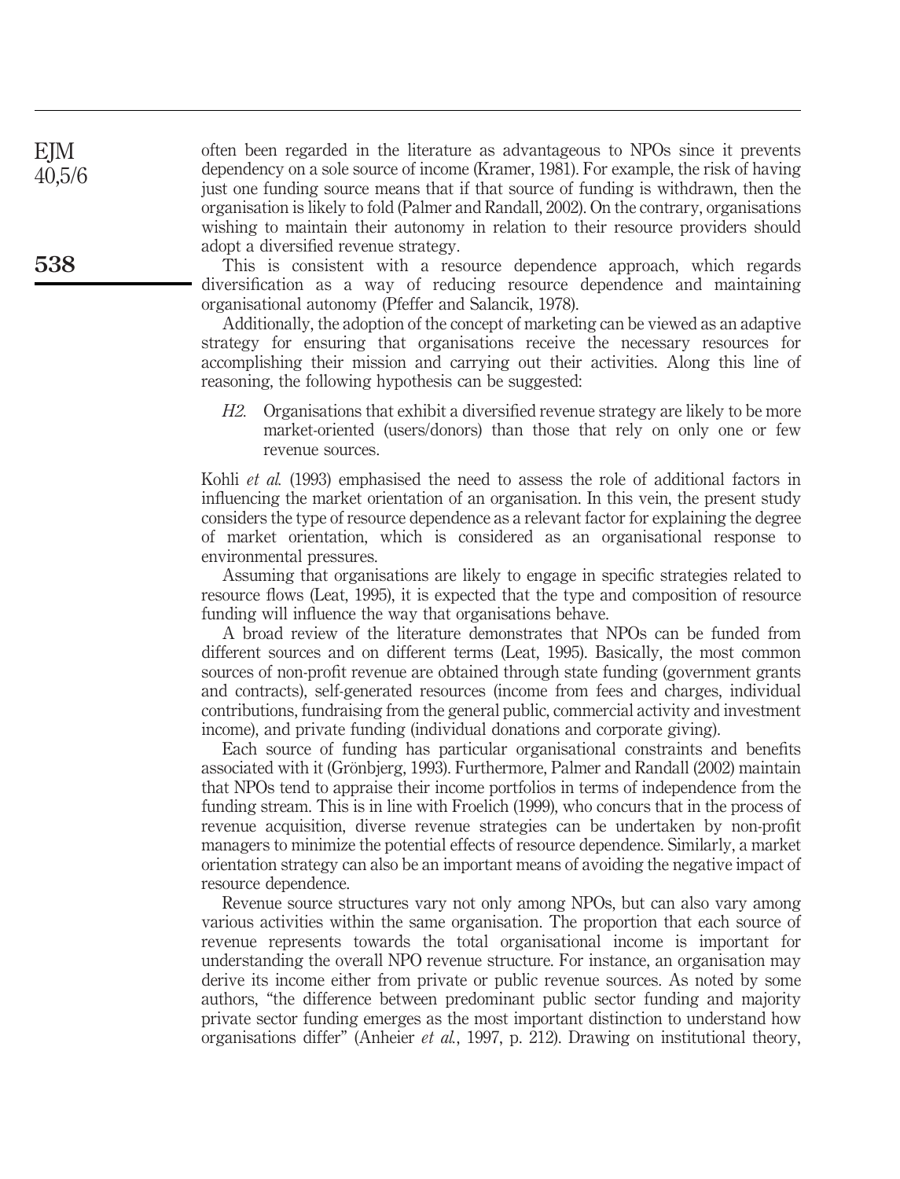often been regarded in the literature as advantageous to NPOs since it prevents dependency on a sole source of income (Kramer, 1981). For example, the risk of having just one funding source means that if that source of funding is withdrawn, then the organisation is likely to fold (Palmer and Randall, 2002). On the contrary, organisations wishing to maintain their autonomy in relation to their resource providers should adopt a diversified revenue strategy.

This is consistent with a resource dependence approach, which regards diversification as a way of reducing resource dependence and maintaining organisational autonomy (Pfeffer and Salancik, 1978).

Additionally, the adoption of the concept of marketing can be viewed as an adaptive strategy for ensuring that organisations receive the necessary resources for accomplishing their mission and carrying out their activities. Along this line of reasoning, the following hypothesis can be suggested:

> *H2.* Organisations that exhibit a diversified revenue strategy are likely to be more market-oriented (users/donors) than those that rely on only one or few revenue sources.

Kohli *et al.* (1993) emphasised the need to assess the role of additional factors in influencing the market orientation of an organisation. In this vein, the present study considers the type of resource dependence as a relevant factor for explaining the degree of market orientation, which is considered as an organisational response to environmental pressures.

Assuming that organisations are likely to engage in specific strategies related to resource flows (Leat, 1995), it is expected that the type and composition of resource funding will influence the way that organisations behave.

A broad review of the literature demonstrates that NPOs can be funded from different sources and on different terms (Leat, 1995). Basically, the most common sources of non-profit revenue are obtained through state funding (government grants and contracts), self-generated resources (income from fees and charges, individual contributions, fundraising from the general public, commercial activity and investment income), and private funding (individual donations and corporate giving).

Each source of funding has particular organisational constraints and benefits associated with it (Grönbjerg, 1993). Furthermore, Palmer and Randall (2002) maintain that NPOs tend to appraise their income portfolios in terms of independence from the funding stream. This is in line with Froelich (1999), who concurs that in the process of revenue acquisition, diverse revenue strategies can be undertaken by non-profit managers to minimize the potential effects of resource dependence. Similarly, a market orientation strategy can also be an important means of avoiding the negative impact of resource dependence.

Revenue source structures vary not only among NPOs, but can also vary among various activities within the same organisation. The proportion that each source of revenue represents towards the total organisational income is important for understanding the overall NPO revenue structure. For instance, an organisation may derive its income either from private or public revenue sources. As noted by some authors, "the difference between predominant public sector funding and majority private sector funding emerges as the most important distinction to understand how organisations differ" (Anheier *et al.*, 1997, p. 212). Drawing on institutional theory,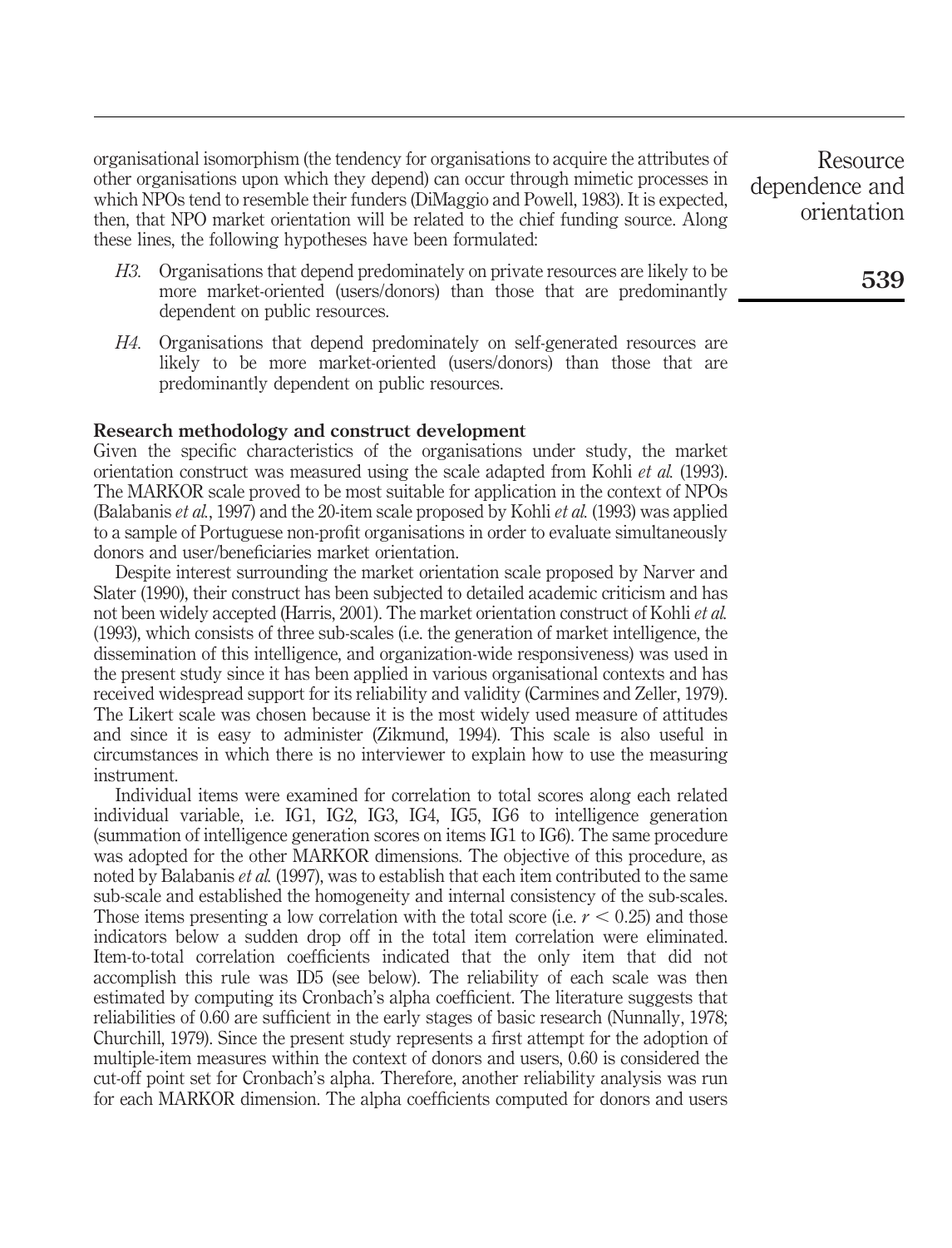organisational isomorphism (the tendency for organisations to acquire the attributes of other organisations upon which they depend) can occur through mimetic processes in which NPOs tend to resemble their funders (DiMaggio and Powell, 1983). It is expected, then, that NPO market orientation will be related to the chief funding source. Along these lines, the following hypotheses have been formulated:

- *H3*. Organisations that depend predominately on private resources are likely to be more market-oriented (users/donors) than those that are predominantly dependent on public resources.
- *H4*. Organisations that depend predominately on self-generated resources are likely to be more market-oriented (users/donors) than those that are predominantly dependent on public resources.

## Research methodology and construct development

Given the specific characteristics of the organisations under study, the market orientation construct was measured using the scale adapted from Kohli *et al.* (1993). The MARKOR scale proved to be most suitable for application in the context of NPOs (Balabanis *et al.*, 1997) and the 20-item scale proposed by Kohli *et al.* (1993) was applied to a sample of Portuguese non-profit organisations in order to evaluate simultaneously donors and user/beneficiaries market orientation.

Despite interest surrounding the market orientation scale proposed by Narver and Slater (1990), their construct has been subjected to detailed academic criticism and has not been widely accepted (Harris, 2001). The market orientation construct of Kohli *et al.* (1993), which consists of three sub-scales (i.e. the generation of market intelligence, the dissemination of this intelligence, and organization-wide responsiveness) was used in the present study since it has been applied in various organisational contexts and has received widespread support for its reliability and validity (Carmines and Zeller, 1979). The Likert scale was chosen because it is the most widely used measure of attitudes and since it is easy to administer (Zikmund, 1994). This scale is also useful in circumstances in which there is no interviewer to explain how to use the measuring instrument.

Individual items were examined for correlation to total scores along each related individual variable, i.e. IG1, IG2, IG3, IG4, IG5, IG6 to intelligence generation (summation of intelligence generation scores on items IG1 to IG6). The same procedure was adopted for the other MARKOR dimensions. The objective of this procedure, as noted by Balabanis *et al.* (1997), was to establish that each item contributed to the same sub-scale and established the homogeneity and internal consistency of the sub-scales. Those items presenting a low correlation with the total score (i.e. $r < 0.25$) and those indicators below a sudden drop off in the total item correlation were eliminated. Item-to-total correlation coefficients indicated that the only item that did not accomplish this rule was ID5 (see below). The reliability of each scale was then estimated by computing its Cronbach's alpha coefficient. The literature suggests that reliabilities of 0.60 are sufficient in the early stages of basic research (Nunnally, 1978; Churchill, 1979). Since the present study represents a first attempt for the adoption of multiple-item measures within the context of donors and users, 0.60 is considered the cut-off point set for Cronbach's alpha. Therefore, another reliability analysis was run for each MARKOR dimension. The alpha coefficients computed for donors and users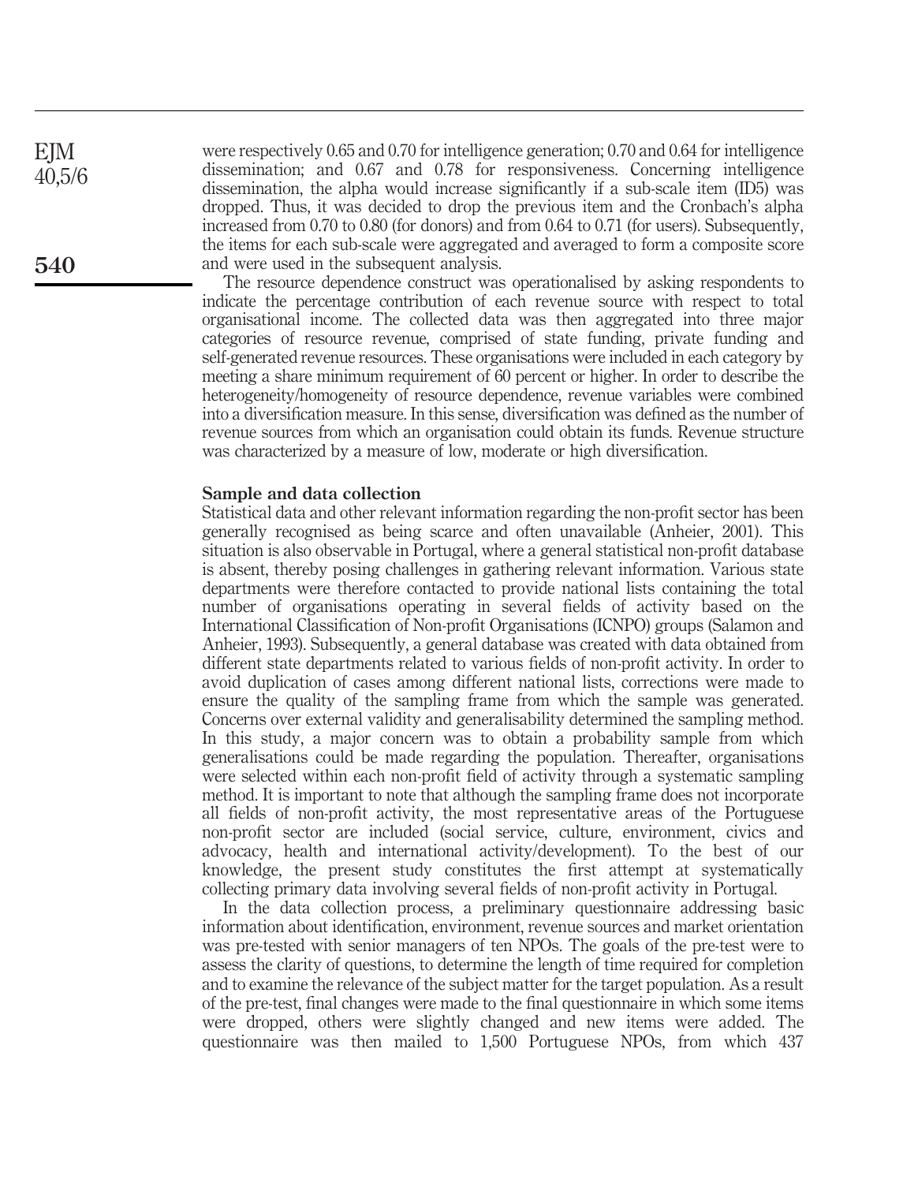were respectively 0.65 and 0.70 for intelligence generation; 0.70 and 0.64 for intelligence dissemination; and 0.67 and 0.78 for responsiveness. Concerning intelligence dissemination, the alpha would increase significantly if a sub-scale item (ID5) was dropped. Thus, it was decided to drop the previous item and the Cronbach's alpha increased from 0.70 to 0.80 (for donors) and from 0.64 to 0.71 (for users). Subsequently, the items for each sub-scale were aggregated and averaged to form a composite score and were used in the subsequent analysis.

The resource dependence construct was operationalised by asking respondents to indicate the percentage contribution of each revenue source with respect to total organisational income. The collected data was then aggregated into three major categories of resource revenue, comprised of state funding, private funding and self-generated revenue resources. These organisations were included in each category by meeting a share minimum requirement of 60 percent or higher. In order to describe the heterogeneity/homogeneity of resource dependence, revenue variables were combined into a diversification measure. In this sense, diversification was defined as the number of revenue sources from which an organisation could obtain its funds. Revenue structure was characterized by a measure of low, moderate or high diversification.

## Sample and data collection

Statistical data and other relevant information regarding the non-profit sector has been generally recognised as being scarce and often unavailable (Anheier, 2001). This situation is also observable in Portugal, where a general statistical non-profit database is absent, thereby posing challenges in gathering relevant information. Various state departments were therefore contacted to provide national lists containing the total number of organisations operating in several fields of activity based on the International Classification of Non-profit Organisations (ICNPO) groups (Salamon and Anheier, 1993). Subsequently, a general database was created with data obtained from different state departments related to various fields of non-profit activity. In order to avoid duplication of cases among different national lists, corrections were made to ensure the quality of the sampling frame from which the sample was generated. Concerns over external validity and generalisability determined the sampling method. In this study, a major concern was to obtain a probability sample from which generalisations could be made regarding the population. Thereafter, organisations were selected within each non-profit field of activity through a systematic sampling method. It is important to note that although the sampling frame does not incorporate all fields of non-profit activity, the most representative areas of the Portuguese non-profit sector are included (social service, culture, environment, civics and advocacy, health and international activity/development). To the best of our knowledge, the present study constitutes the first attempt at systematically collecting primary data involving several fields of non-profit activity in Portugal.

In the data collection process, a preliminary questionnaire addressing basic information about identification, environment, revenue sources and market orientation was pre-tested with senior managers of ten NPOs. The goals of the pre-test were to assess the clarity of questions, to determine the length of time required for completion and to examine the relevance of the subject matter for the target population. As a result of the pre-test, final changes were made to the final questionnaire in which some items were dropped, others were slightly changed and new items were added. The questionnaire was then mailed to 1,500 Portuguese NPOs, from which 437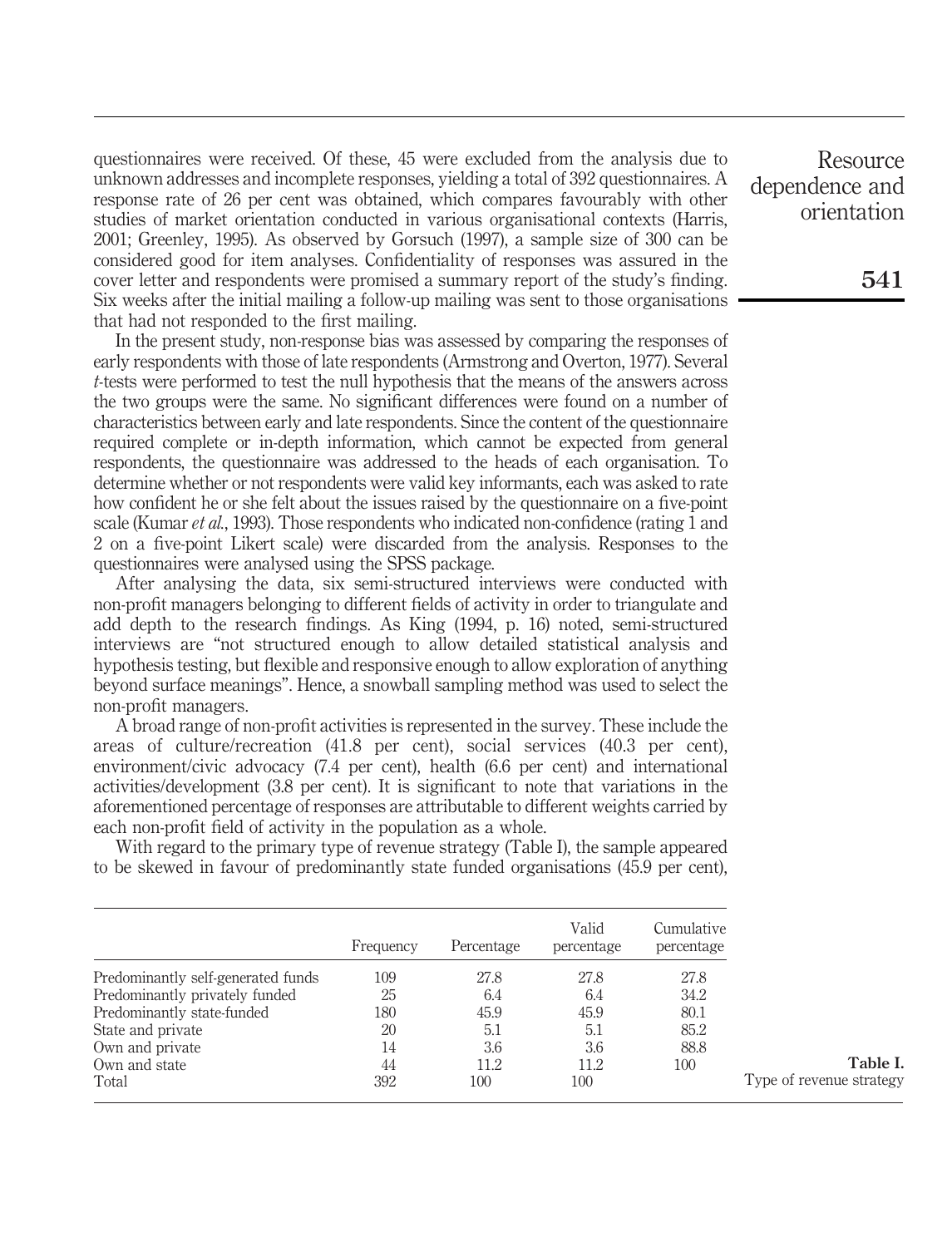questionnaires were received. Of these, 45 were excluded from the analysis due to unknown addresses and incomplete responses, yielding a total of 392 questionnaires. A response rate of 26 per cent was obtained, which compares favourably with other studies of market orientation conducted in various organisational contexts (Harris, 2001; Greenley, 1995). As observed by Gorsuch (1997), a sample size of 300 can be considered good for item analyses. Confidentiality of responses was assured in the cover letter and respondents were promised a summary report of the study's finding. Six weeks after the initial mailing a follow-up mailing was sent to those organisations that had not responded to the first mailing.

In the present study, non-response bias was assessed by comparing the responses of early respondents with those of late respondents (Armstrong and Overton, 1977). Several *t*-tests were performed to test the null hypothesis that the means of the answers across the two groups were the same. No significant differences were found on a number of characteristics between early and late respondents. Since the content of the questionnaire required complete or in-depth information, which cannot be expected from general respondents, the questionnaire was addressed to the heads of each organisation. To determine whether or not respondents were valid key informants, each was asked to rate how confident he or she felt about the issues raised by the questionnaire on a five-point scale (Kumar *et al.*, 1993). Those respondents who indicated non-confidence (rating 1 and 2 on a five-point Likert scale) were discarded from the analysis. Responses to the questionnaires were analysed using the SPSS package.

After analysing the data, six semi-structured interviews were conducted with non-profit managers belonging to different fields of activity in order to triangulate and add depth to the research findings. As King (1994, p. 16) noted, semi-structured interviews are "not structured enough to allow detailed statistical analysis and hypothesis testing, but flexible and responsive enough to allow exploration of anything beyond surface meanings". Hence, a snowball sampling method was used to select the non-profit managers.

A broad range of non-profit activities is represented in the survey. These include the areas of culture/recreation (41.8 per cent), social services (40.3 per cent), environment/civic advocacy (7.4 per cent), health (6.6 per cent) and international activities/development (3.8 per cent). It is significant to note that variations in the aforementioned percentage of responses are attributable to different weights carried by each non-profit field of activity in the population as a whole.

With regard to the primary type of revenue strategy (Table I), the sample appeared to be skewed in favour of predominantly state funded organisations (45.9 per cent),

| | Frequency | Percentage | Valid percentage | Cumulative percentage |
|---|---|---|---|---|
| Predominantly self-generated funds | 109 | 27.8 | 27.8 | 27.8 |
| Predominantly privately funded | 25 | 6.4 | 6.4 | 34.2 |
| Predominantly state-funded | 180 | 45.9 | 45.9 | 80.1 |
| State and private | 20 | 5.1 | 5.1 | 85.2 |
| Own and private | 14 | 3.6 | 3.6 | 88.8 |
| Own and state | 44 | 11.2 | 11.2 | 100 |
| Total | 392 | 100 | 100 | |

**Table I.** Type of revenue strategy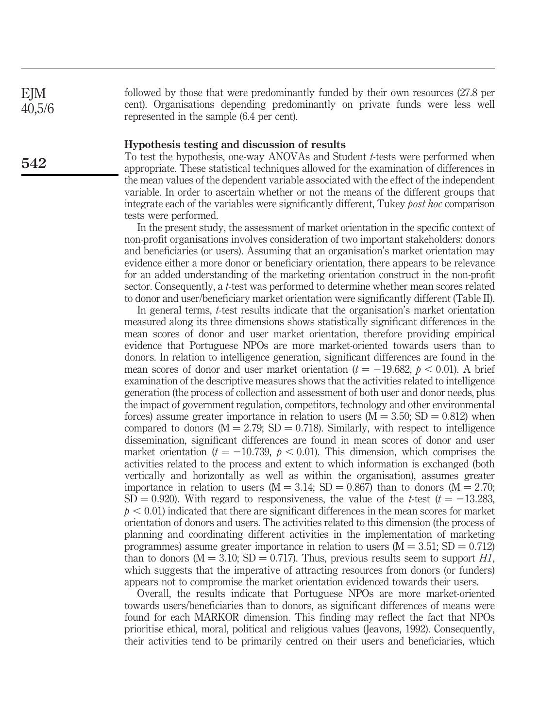followed by those that were predominantly funded by their own resources (27.8 per cent). Organisations depending predominantly on private funds were less well represented in the sample (6.4 per cent).

### Hypothesis testing and discussion of results

To test the hypothesis, one-way ANOVAs and Student *t*-tests were performed when appropriate. These statistical techniques allowed for the examination of differences in the mean values of the dependent variable associated with the effect of the independent variable. In order to ascertain whether or not the means of the different groups that integrate each of the variables were significantly different, Tukey *post hoc* comparison tests were performed.

In the present study, the assessment of market orientation in the specific context of non-profit organisations involves consideration of two important stakeholders: donors and beneficiaries (or users). Assuming that an organisation's market orientation may evidence either a more donor or beneficiary orientation, there appears to be relevance for an added understanding of the marketing orientation construct in the non-profit sector. Consequently, a *t*-test was performed to determine whether mean scores related to donor and user/beneficiary market orientation were significantly different (Table II).

In general terms, *t*-test results indicate that the organisation's market orientation measured along its three dimensions shows statistically significant differences in the mean scores of donor and user market orientation, therefore providing empirical evidence that Portuguese NPOs are more market-oriented towards users than to donors. In relation to intelligence generation, significant differences are found in the mean scores of donor and user market orientation ($t = -19.682$, $p < 0.01$). A brief examination of the descriptive measures shows that the activities related to intelligence generation (the process of collection and assessment of both user and donor needs, plus the impact of government regulation, competitors, technology and other environmental forces) assume greater importance in relation to users ($M = 3.50$; $SD = 0.812$) when compared to donors ($M = 2.79$; $SD = 0.718$). Similarly, with respect to intelligence dissemination, significant differences are found in mean scores of donor and user market orientation ($t = -10.739$, $p < 0.01$). This dimension, which comprises the activities related to the process and extent to which information is exchanged (both vertically and horizontally as well as within the organisation), assumes greater importance in relation to users ($M = 3.14$; $SD = 0.867$) than to donors ($M = 2.70$; $SD = 0.920$). With regard to responsiveness, the value of the *t*-test ($t = -13.283$, $p < 0.01$) indicated that there are significant differences in the mean scores for market orientation of donors and users. The activities related to this dimension (the process of planning and coordinating different activities in the implementation of marketing programmes) assume greater importance in relation to users ($M = 3.51$; $SD = 0.712$) than to donors ($M = 3.10$; $SD = 0.717$). Thus, previous results seem to support *H1*, which suggests that the imperative of attracting resources from donors (or funders) appears not to compromise the market orientation evidenced towards their users.

Overall, the results indicate that Portuguese NPOs are more market-oriented towards users/beneficiaries than to donors, as significant differences of means were found for each MARKOR dimension. This finding may reflect the fact that NPOs prioritise ethical, moral, political and religious values (Jeavons, 1992). Consequently, their activities tend to be primarily centred on their users and beneficiaries, which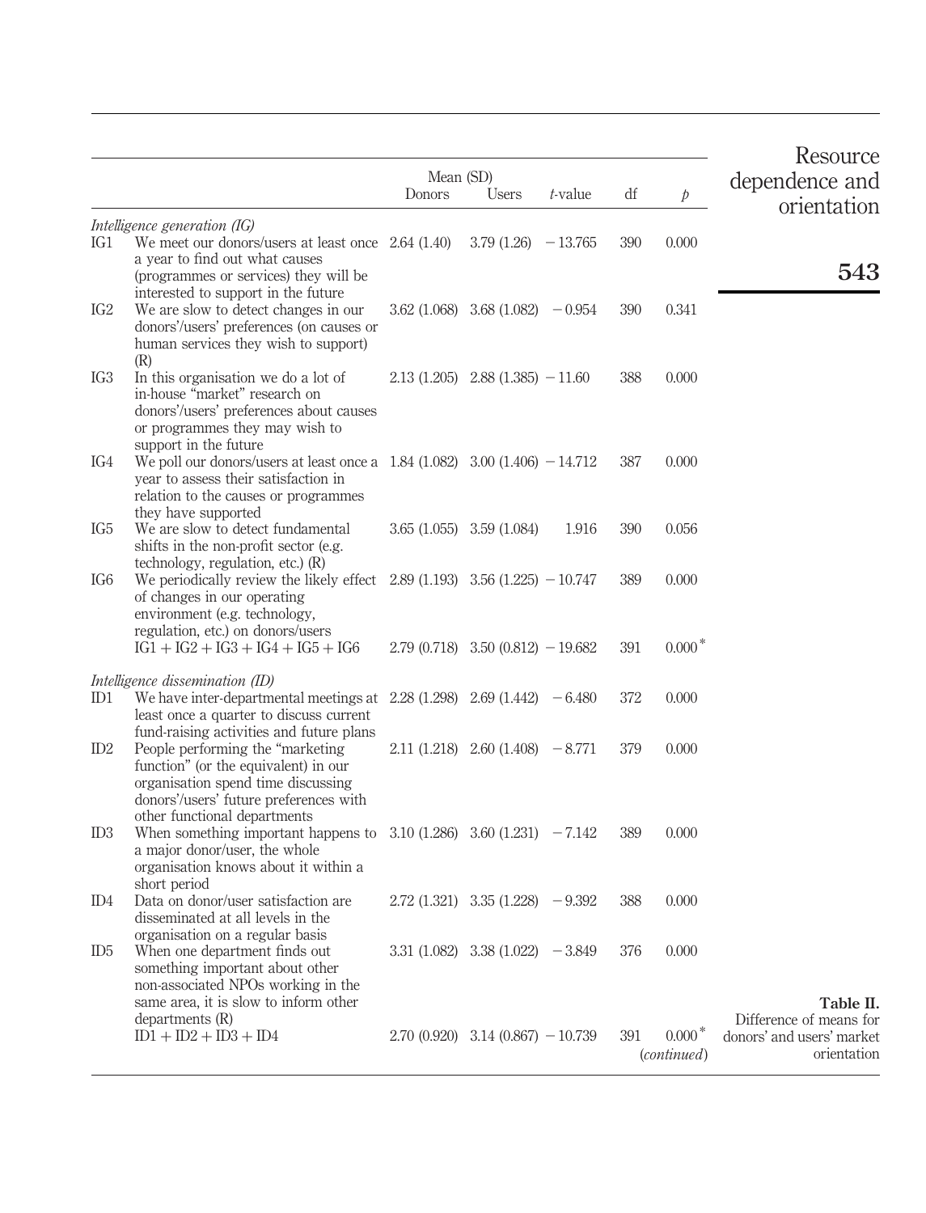| | | Mean (SD) | | | | |
|---|---|---|---|---|---|---|
| | | Donors | Users | *t*-value | df | *p* |
| *Intelligence generation (IG)* | | | | | | |
| IG1 | We meet our donors/users at least once a year to find out what causes (programmes or services) they will be interested to support in the future | 2.64 (1.40) | 3.79 (1.26) | −13.765 | 390 | 0.000 |
| IG2 | We are slow to detect changes in our donors'/users' preferences (on causes or human services they wish to support) (R) | 3.62 (1.068) | 3.68 (1.082) | −0.954 | 390 | 0.341 |
| IG3 | In this organisation we do a lot of in-house "market" research on donors'/users' preferences about causes or programmes they may wish to support in the future | 2.13 (1.205) | 2.88 (1.385) | −11.60 | 388 | 0.000 |
| IG4 | We poll our donors/users at least once a year to assess their satisfaction in relation to the causes or programmes they have supported | 1.84 (1.082) | 3.00 (1.406) | −14.712 | 387 | 0.000 |
| IG5 | We are slow to detect fundamental shifts in the non-profit sector (e.g. technology, regulation, etc.) (R) | 3.65 (1.055) | 3.59 (1.084) | 1.916 | 390 | 0.056 |
| IG6 | We periodically review the likely effect of changes in our operating environment (e.g. technology, regulation, etc.) on donors/users | 2.89 (1.193) | 3.56 (1.225) | −10.747 | 389 | 0.000 |
| | IG1 + IG2 + IG3 + IG4 + IG5 + IG6 | 2.79 (0.718) | 3.50 (0.812) | −19.682 | 391 | 0.000* |
| *Intelligence dissemination (ID)* | | | | | | |
| ID1 | We have inter-departmental meetings at least once a quarter to discuss current fund-raising activities and future plans | 2.28 (1.298) | 2.69 (1.442) | −6.480 | 372 | 0.000 |
| ID2 | People performing the "marketing function" (or the equivalent) in our organisation spend time discussing donors'/users' future preferences with other functional departments | 2.11 (1.218) | 2.60 (1.408) | −8.771 | 379 | 0.000 |
| ID3 | When something important happens to a major donor/user, the whole organisation knows about it within a short period | 3.10 (1.286) | 3.60 (1.231) | −7.142 | 389 | 0.000 |
| ID4 | Data on donor/user satisfaction are disseminated at all levels in the organisation on a regular basis | 2.72 (1.321) | 3.35 (1.228) | −9.392 | 388 | 0.000 |
| ID5 | When one department finds out something important about other non-associated NPOs working in the same area, it is slow to inform other departments (R) | 3.31 (1.082) | 3.38 (1.022) | −3.849 | 376 | 0.000 |
| | ID1 + ID2 + ID3 + ID4 | 2.70 (0.920) | 3.14 (0.867) | −10.739 | 391 | 0.000* |

(*continued*)

**Table II.** Difference of means for donors' and users' market orientation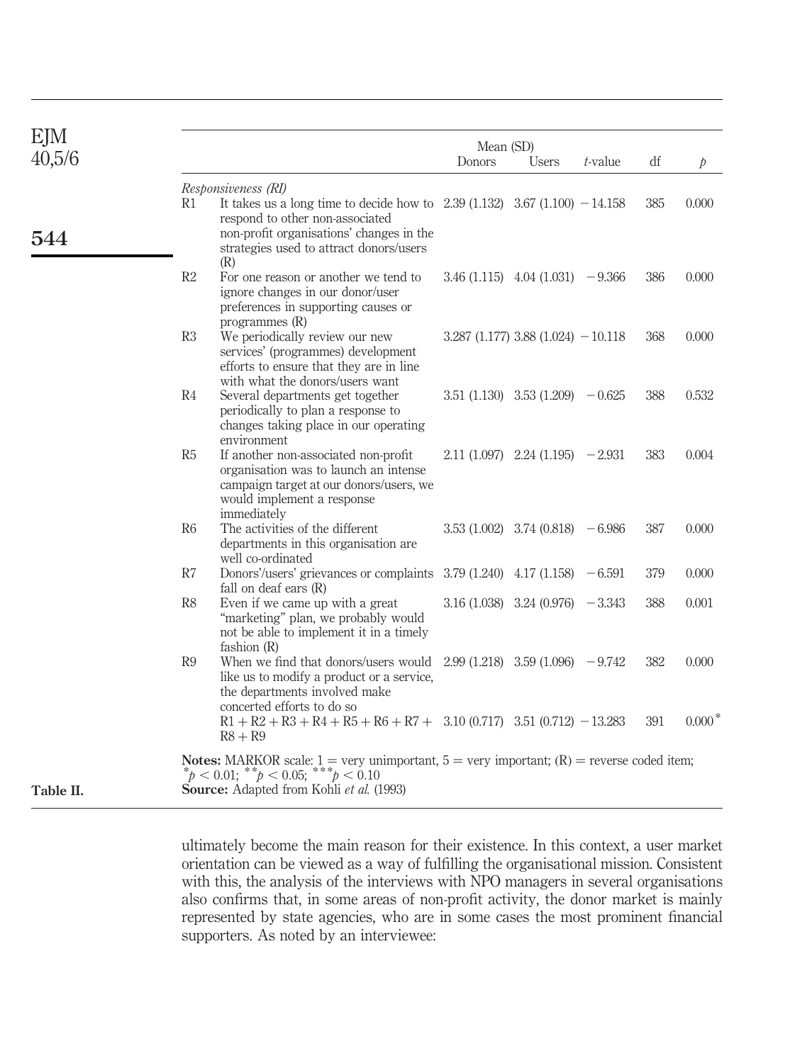|  |  | Mean (SD) |  |  |  |  |
|---|---|---|---|---|---|---|
|  |  | Donors | Users | *t*-value | df | *p* |
| *Responsiveness (RI)* |  |  |  |  |  |  |
| R1 | It takes us a long time to decide how to respond to other non-associated non-profit organisations' changes in the strategies used to attract donors/users (R) | 2.39 (1.132) | 3.67 (1.100) | −14.158 | 385 | 0.000 |
| R2 | For one reason or another we tend to ignore changes in our donor/user preferences in supporting causes or programmes (R) | 3.46 (1.115) | 4.04 (1.031) | −9.366 | 386 | 0.000 |
| R3 | We periodically review our new services' (programmes) development efforts to ensure that they are in line with what the donors/users want | 3.287 (1.177) | 3.88 (1.024) | −10.118 | 368 | 0.000 |
| R4 | Several departments get together periodically to plan a response to changes taking place in our operating environment | 3.51 (1.130) | 3.53 (1.209) | −0.625 | 388 | 0.532 |
| R5 | If another non-associated non-profit organisation was to launch an intense campaign target at our donors/users, we would implement a response immediately | 2.11 (1.097) | 2.24 (1.195) | −2.931 | 383 | 0.004 |
| R6 | The activities of the different departments in this organisation are well co-ordinated | 3.53 (1.002) | 3.74 (0.818) | −6.986 | 387 | 0.000 |
| R7 | Donors'/users' grievances or complaints fall on deaf ears (R) | 3.79 (1.240) | 4.17 (1.158) | −6.591 | 379 | 0.000 |
| R8 | Even if we came up with a great "marketing" plan, we probably would not be able to implement it in a timely fashion (R) | 3.16 (1.038) | 3.24 (0.976) | −3.343 | 388 | 0.001 |
| R9 | When we find that donors/users would like us to modify a product or a service, the departments involved make concerted efforts to do so | 2.99 (1.218) | 3.59 (1.096) | −9.742 | 382 | 0.000 |
|  | R1 + R2 + R3 + R4 + R5 + R6 + R7 + R8 + R9 | 3.10 (0.717) | 3.51 (0.712) | −13.283 | 391 | 0.000* |

**Notes:** MARKOR scale: 1 = very unimportant, 5 = very important; (R) = reverse coded item; $^{*}p < 0.01$; $^{**}p < 0.05$; $^{***}p < 0.10$
**Source:** Adapted from Kohli *et al.* (1993)

Table II.

ultimately become the main reason for their existence. In this context, a user market orientation can be viewed as a way of fulfilling the organisational mission. Consistent with this, the analysis of the interviews with NPO managers in several organisations also confirms that, in some areas of non-profit activity, the donor market is mainly represented by state agencies, who are in some cases the most prominent financial supporters. As noted by an interviewee: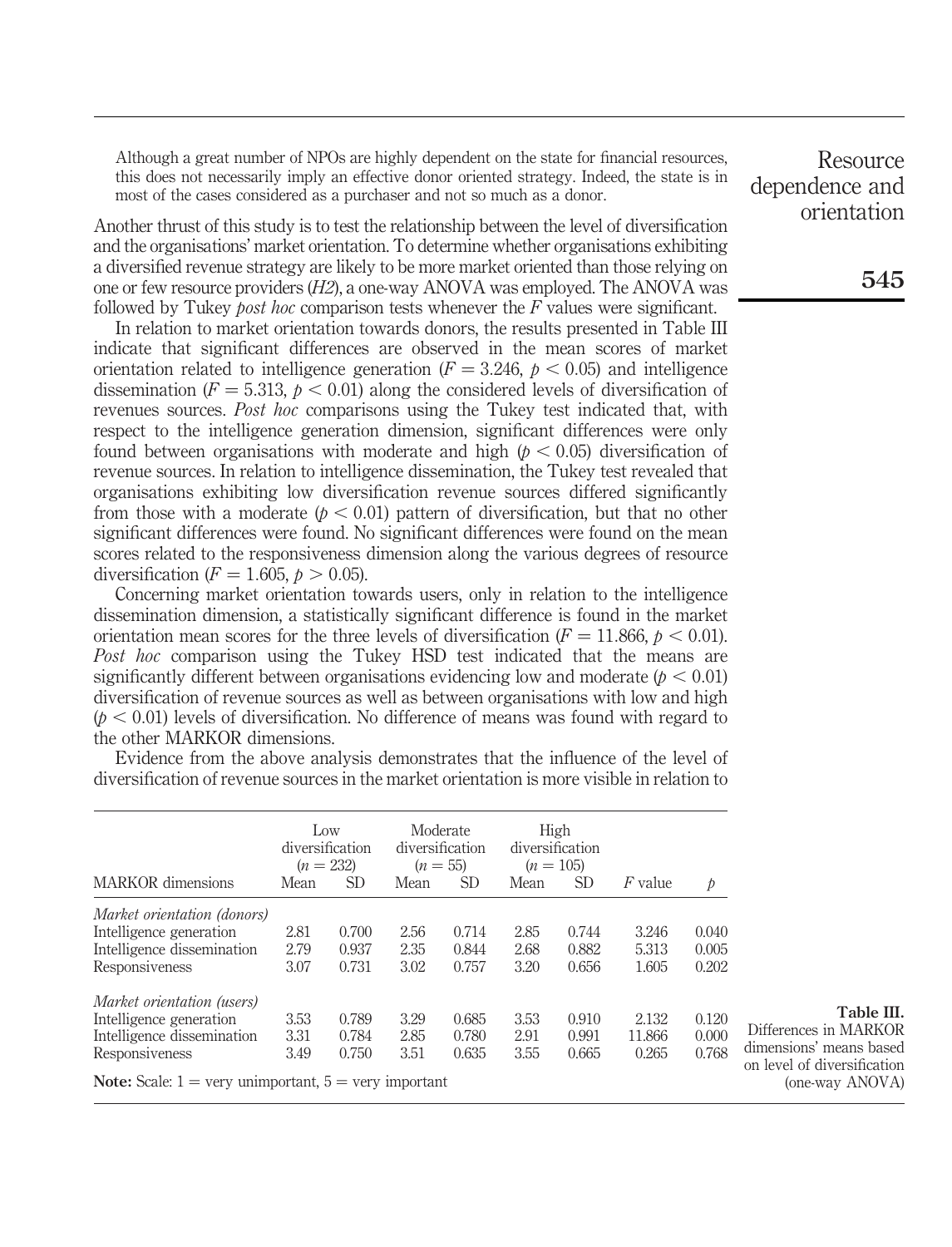> Although a great number of NPOs are highly dependent on the state for financial resources, this does not necessarily imply an effective donor oriented strategy. Indeed, the state is in most of the cases considered as a purchaser and not so much as a donor.

Another thrust of this study is to test the relationship between the level of diversification and the organisations' market orientation. To determine whether organisations exhibiting a diversified revenue strategy are likely to be more market oriented than those relying on one or few resource providers (*H2*), a one-way ANOVA was employed. The ANOVA was followed by Tukey *post hoc* comparison tests whenever the $F$ values were significant.

In relation to market orientation towards donors, the results presented in Table III indicate that significant differences are observed in the mean scores of market orientation related to intelligence generation ($F = 3.246$, $p < 0.05$) and intelligence dissemination ($F = 5.313$, $p < 0.01$) along the considered levels of diversification of revenues sources. *Post hoc* comparisons using the Tukey test indicated that, with respect to the intelligence generation dimension, significant differences were only found between organisations with moderate and high ($p < 0.05$) diversification of revenue sources. In relation to intelligence dissemination, the Tukey test revealed that organisations exhibiting low diversification revenue sources differed significantly from those with a moderate ($p < 0.01$) pattern of diversification, but that no other significant differences were found. No significant differences were found on the mean scores related to the responsiveness dimension along the various degrees of resource diversification ($F = 1.605$, $p > 0.05$).

Concerning market orientation towards users, only in relation to the intelligence dissemination dimension, a statistically significant difference is found in the market orientation mean scores for the three levels of diversification ($F = 11.866$, $p < 0.01$). *Post hoc* comparison using the Tukey HSD test indicated that the means are significantly different between organisations evidencing low and moderate ($p < 0.01$) diversification of revenue sources as well as between organisations with low and high ($p < 0.01$) levels of diversification. No difference of means was found with regard to the other MARKOR dimensions.

Evidence from the above analysis demonstrates that the influence of the level of diversification of revenue sources in the market orientation is more visible in relation to

**Table III.** Differences in MARKOR dimensions' means based on level of diversification (one-way ANOVA)

| | Low diversification ($n = 232$) | | Moderate diversification ($n = 55$) | | High diversification ($n = 105$) | | | |
|---|---|---|---|---|---|---|---|---|
| MARKOR dimensions | Mean | SD | Mean | SD | Mean | SD | $F$ value | $p$ |
| *Market orientation (donors)* | | | | | | | | |
| Intelligence generation | 2.81 | 0.700 | 2.56 | 0.714 | 2.85 | 0.744 | 3.246 | 0.040 |
| Intelligence dissemination | 2.79 | 0.937 | 2.35 | 0.844 | 2.68 | 0.882 | 5.313 | 0.005 |
| Responsiveness | 3.07 | 0.731 | 3.02 | 0.757 | 3.20 | 0.656 | 1.605 | 0.202 |
| *Market orientation (users)* | | | | | | | | |
| Intelligence generation | 3.53 | 0.789 | 3.29 | 0.685 | 3.53 | 0.910 | 2.132 | 0.120 |
| Intelligence dissemination | 3.31 | 0.784 | 2.85 | 0.780 | 2.91 | 0.991 | 11.866 | 0.000 |
| Responsiveness | 3.49 | 0.750 | 3.51 | 0.635 | 3.55 | 0.665 | 0.265 | 0.768 |

**Note:** Scale: 1 = very unimportant, 5 = very important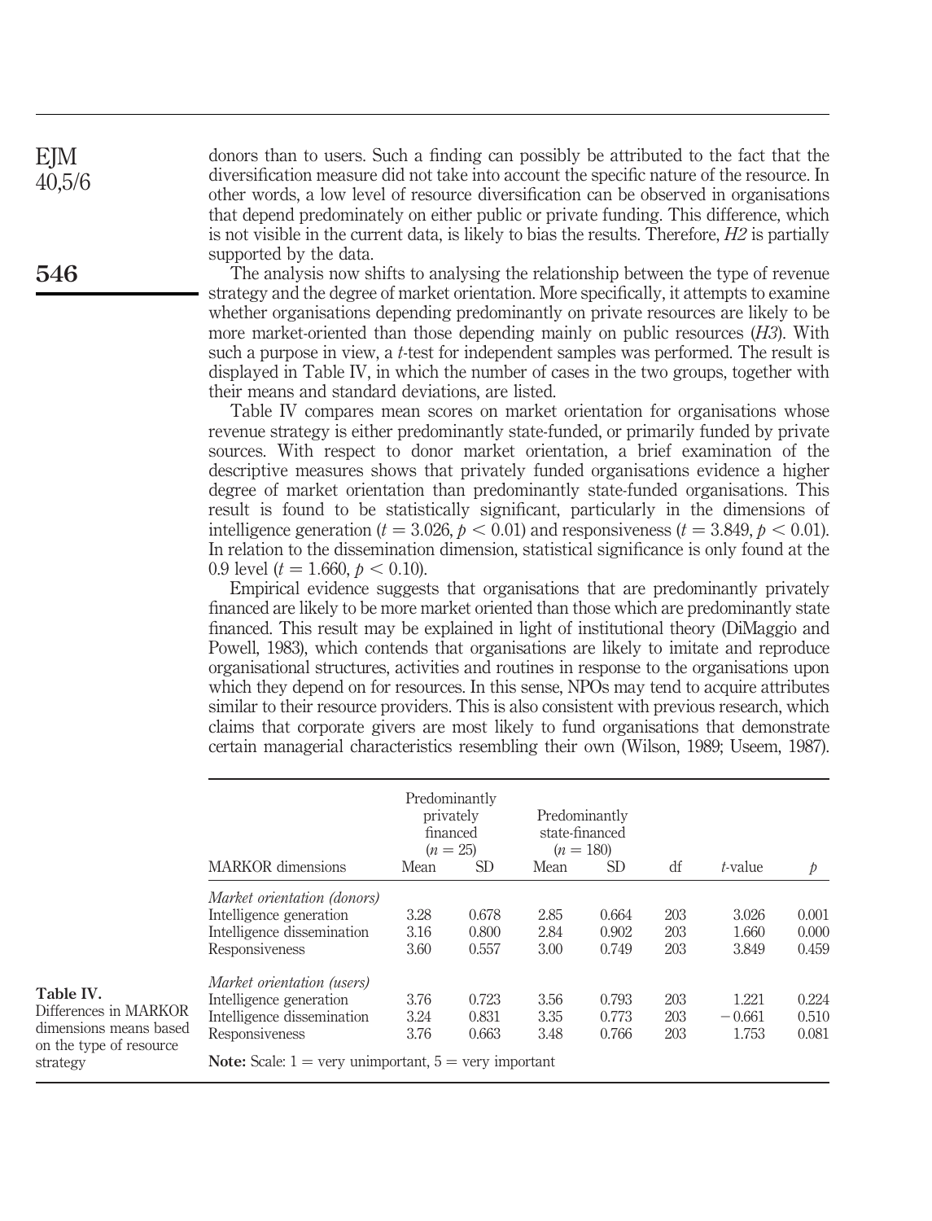donors than to users. Such a finding can possibly be attributed to the fact that the diversification measure did not take into account the specific nature of the resource. In other words, a low level of resource diversification can be observed in organisations that depend predominately on either public or private funding. This difference, which is not visible in the current data, is likely to bias the results. Therefore, *H2* is partially supported by the data.

The analysis now shifts to analysing the relationship between the type of revenue strategy and the degree of market orientation. More specifically, it attempts to examine whether organisations depending predominantly on private resources are likely to be more market-oriented than those depending mainly on public resources (*H3*). With such a purpose in view, a *t*-test for independent samples was performed. The result is displayed in Table IV, in which the number of cases in the two groups, together with their means and standard deviations, are listed.

Table IV compares mean scores on market orientation for organisations whose revenue strategy is either predominantly state-funded, or primarily funded by private sources. With respect to donor market orientation, a brief examination of the descriptive measures shows that privately funded organisations evidence a higher degree of market orientation than predominantly state-funded organisations. This result is found to be statistically significant, particularly in the dimensions of intelligence generation ($t = 3.026$, $p < 0.01$) and responsiveness ($t = 3.849$, $p < 0.01$). In relation to the dissemination dimension, statistical significance is only found at the 0.9 level ($t = 1.660$, $p < 0.10$).

Empirical evidence suggests that organisations that are predominantly privately financed are likely to be more market oriented than those which are predominantly state financed. This result may be explained in light of institutional theory (DiMaggio and Powell, 1983), which contends that organisations are likely to imitate and reproduce organisational structures, activities and routines in response to the organisations upon which they depend on for resources. In this sense, NPOs may tend to acquire attributes similar to their resource providers. This is also consistent with previous research, which claims that corporate givers are most likely to fund organisations that demonstrate certain managerial characteristics resembling their own (Wilson, 1989; Useem, 1987).

**Table IV.** Differences in MARKOR dimensions means based on the type of resource strategy

| MARKOR dimensions | Predominantly privately financed ($n = 25$) Mean | SD | Predominantly state-financed ($n = 180$) Mean | SD | df | *t*-value | *p* |
|---|---|---|---|---|---|---|---|
| *Market orientation (donors)* | | | | | | | |
| Intelligence generation | 3.28 | 0.678 | 2.85 | 0.664 | 203 | 3.026 | 0.001 |
| Intelligence dissemination | 3.16 | 0.800 | 2.84 | 0.902 | 203 | 1.660 | 0.000 |
| Responsiveness | 3.60 | 0.557 | 3.00 | 0.749 | 203 | 3.849 | 0.459 |
| *Market orientation (users)* | | | | | | | |
| Intelligence generation | 3.76 | 0.723 | 3.56 | 0.793 | 203 | 1.221 | 0.224 |
| Intelligence dissemination | 3.24 | 0.831 | 3.35 | 0.773 | 203 | −0.661 | 0.510 |
| Responsiveness | 3.76 | 0.663 | 3.48 | 0.766 | 203 | 1.753 | 0.081 |

**Note:** Scale: 1 = very unimportant, 5 = very important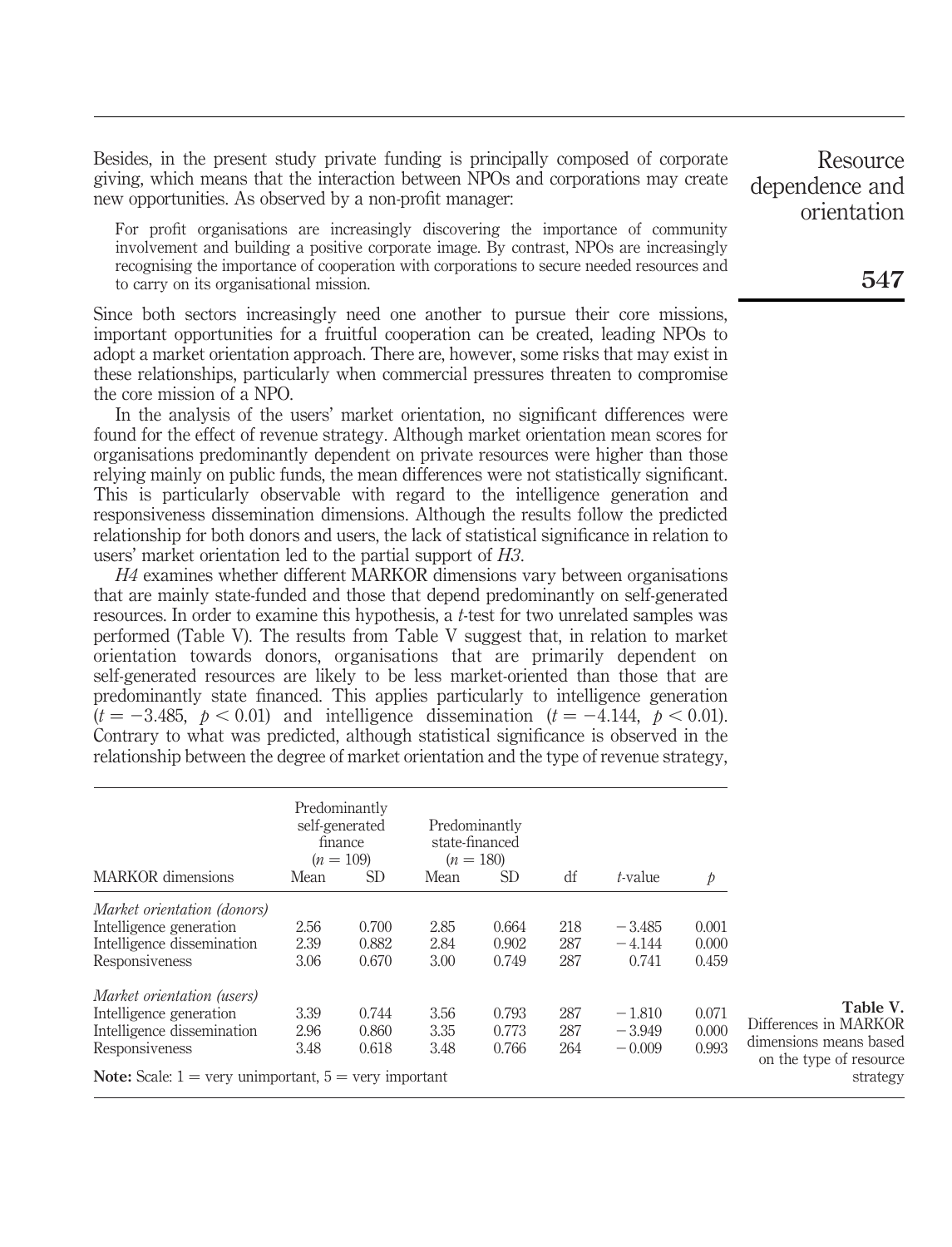Besides, in the present study private funding is principally composed of corporate giving, which means that the interaction between NPOs and corporations may create new opportunities. As observed by a non-profit manager:

> For profit organisations are increasingly discovering the importance of community involvement and building a positive corporate image. By contrast, NPOs are increasingly recognising the importance of cooperation with corporations to secure needed resources and to carry on its organisational mission.

Since both sectors increasingly need one another to pursue their core missions, important opportunities for a fruitful cooperation can be created, leading NPOs to adopt a market orientation approach. There are, however, some risks that may exist in these relationships, particularly when commercial pressures threaten to compromise the core mission of a NPO.

In the analysis of the users' market orientation, no significant differences were found for the effect of revenue strategy. Although market orientation mean scores for organisations predominantly dependent on private resources were higher than those relying mainly on public funds, the mean differences were not statistically significant. This is particularly observable with regard to the intelligence generation and responsiveness dissemination dimensions. Although the results follow the predicted relationship for both donors and users, the lack of statistical significance in relation to users' market orientation led to the partial support of *H3*.

*H4* examines whether different MARKOR dimensions vary between organisations that are mainly state-funded and those that depend predominantly on self-generated resources. In order to examine this hypothesis, a *t*-test for two unrelated samples was performed (Table V). The results from Table V suggest that, in relation to market orientation towards donors, organisations that are primarily dependent on self-generated resources are likely to be less market-oriented than those that are predominantly state financed. This applies particularly to intelligence generation ($t = -3.485$, $p < 0.01$) and intelligence dissemination ($t = -4.144$, $p < 0.01$). Contrary to what was predicted, although statistical significance is observed in the relationship between the degree of market orientation and the type of revenue strategy,

| MARKOR dimensions | Predominantly self-generated finance ($n = 109$) | | Predominantly state-financed ($n = 180$) | | df | *t*-value | *p* |
|---|---|---|---|---|---|---|---|
| | Mean | SD | Mean | SD | | | |
| *Market orientation (donors)* | | | | | | | |
| Intelligence generation | 2.56 | 0.700 | 2.85 | 0.664 | 218 | −3.485 | 0.001 |
| Intelligence dissemination | 2.39 | 0.882 | 2.84 | 0.902 | 287 | −4.144 | 0.000 |
| Responsiveness | 3.06 | 0.670 | 3.00 | 0.749 | 287 | 0.741 | 0.459 |
| *Market orientation (users)* | | | | | | | |
| Intelligence generation | 3.39 | 0.744 | 3.56 | 0.793 | 287 | −1.810 | 0.071 |
| Intelligence dissemination | 2.96 | 0.860 | 3.35 | 0.773 | 287 | −3.949 | 0.000 |
| Responsiveness | 3.48 | 0.618 | 3.48 | 0.766 | 264 | −0.009 | 0.993 |

**Note:** Scale: 1 = very unimportant, 5 = very important

**Table V.** Differences in MARKOR dimensions means based on the type of resource strategy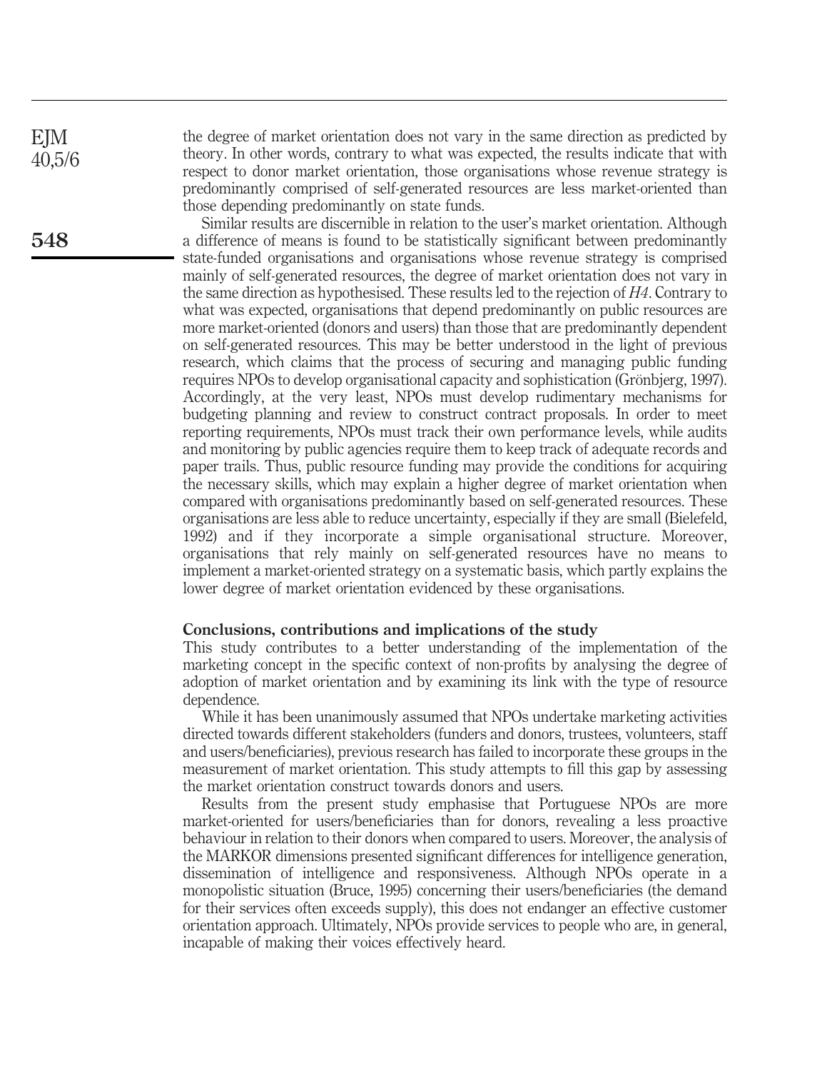the degree of market orientation does not vary in the same direction as predicted by theory. In other words, contrary to what was expected, the results indicate that with respect to donor market orientation, those organisations whose revenue strategy is predominantly comprised of self-generated resources are less market-oriented than those depending predominantly on state funds.

Similar results are discernible in relation to the user's market orientation. Although a difference of means is found to be statistically significant between predominantly state-funded organisations and organisations whose revenue strategy is comprised mainly of self-generated resources, the degree of market orientation does not vary in the same direction as hypothesised. These results led to the rejection of *H4*. Contrary to what was expected, organisations that depend predominantly on public resources are more market-oriented (donors and users) than those that are predominantly dependent on self-generated resources. This may be better understood in the light of previous research, which claims that the process of securing and managing public funding requires NPOs to develop organisational capacity and sophistication (Grönbjerg, 1997). Accordingly, at the very least, NPOs must develop rudimentary mechanisms for budgeting planning and review to construct contract proposals. In order to meet reporting requirements, NPOs must track their own performance levels, while audits and monitoring by public agencies require them to keep track of adequate records and paper trails. Thus, public resource funding may provide the conditions for acquiring the necessary skills, which may explain a higher degree of market orientation when compared with organisations predominantly based on self-generated resources. These organisations are less able to reduce uncertainty, especially if they are small (Bielefeld, 1992) and if they incorporate a simple organisational structure. Moreover, organisations that rely mainly on self-generated resources have no means to implement a market-oriented strategy on a systematic basis, which partly explains the lower degree of market orientation evidenced by these organisations.

## Conclusions, contributions and implications of the study

This study contributes to a better understanding of the implementation of the marketing concept in the specific context of non-profits by analysing the degree of adoption of market orientation and by examining its link with the type of resource dependence.

While it has been unanimously assumed that NPOs undertake marketing activities directed towards different stakeholders (funders and donors, trustees, volunteers, staff and users/beneficiaries), previous research has failed to incorporate these groups in the measurement of market orientation. This study attempts to fill this gap by assessing the market orientation construct towards donors and users.

Results from the present study emphasise that Portuguese NPOs are more market-oriented for users/beneficiaries than for donors, revealing a less proactive behaviour in relation to their donors when compared to users. Moreover, the analysis of the MARKOR dimensions presented significant differences for intelligence generation, dissemination of intelligence and responsiveness. Although NPOs operate in a monopolistic situation (Bruce, 1995) concerning their users/beneficiaries (the demand for their services often exceeds supply), this does not endanger an effective customer orientation approach. Ultimately, NPOs provide services to people who are, in general, incapable of making their voices effectively heard.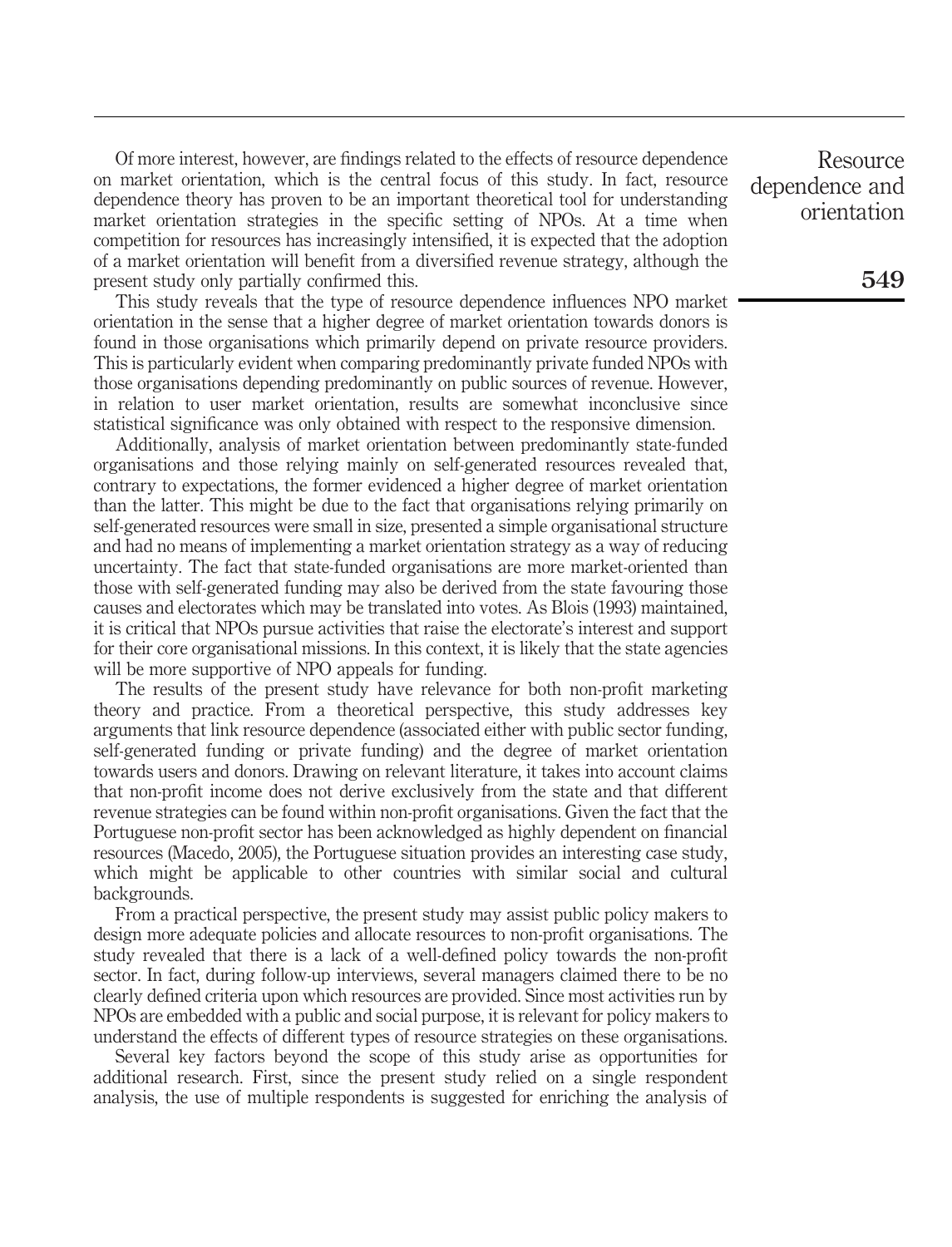Of more interest, however, are findings related to the effects of resource dependence on market orientation, which is the central focus of this study. In fact, resource dependence theory has proven to be an important theoretical tool for understanding market orientation strategies in the specific setting of NPOs. At a time when competition for resources has increasingly intensified, it is expected that the adoption of a market orientation will benefit from a diversified revenue strategy, although the present study only partially confirmed this.

This study reveals that the type of resource dependence influences NPO market orientation in the sense that a higher degree of market orientation towards donors is found in those organisations which primarily depend on private resource providers. This is particularly evident when comparing predominantly private funded NPOs with those organisations depending predominantly on public sources of revenue. However, in relation to user market orientation, results are somewhat inconclusive since statistical significance was only obtained with respect to the responsive dimension.

Additionally, analysis of market orientation between predominantly state-funded organisations and those relying mainly on self-generated resources revealed that, contrary to expectations, the former evidenced a higher degree of market orientation than the latter. This might be due to the fact that organisations relying primarily on self-generated resources were small in size, presented a simple organisational structure and had no means of implementing a market orientation strategy as a way of reducing uncertainty. The fact that state-funded organisations are more market-oriented than those with self-generated funding may also be derived from the state favouring those causes and electorates which may be translated into votes. As Blois (1993) maintained, it is critical that NPOs pursue activities that raise the electorate's interest and support for their core organisational missions. In this context, it is likely that the state agencies will be more supportive of NPO appeals for funding.

The results of the present study have relevance for both non-profit marketing theory and practice. From a theoretical perspective, this study addresses key arguments that link resource dependence (associated either with public sector funding, self-generated funding or private funding) and the degree of market orientation towards users and donors. Drawing on relevant literature, it takes into account claims that non-profit income does not derive exclusively from the state and that different revenue strategies can be found within non-profit organisations. Given the fact that the Portuguese non-profit sector has been acknowledged as highly dependent on financial resources (Macedo, 2005), the Portuguese situation provides an interesting case study, which might be applicable to other countries with similar social and cultural backgrounds.

From a practical perspective, the present study may assist public policy makers to design more adequate policies and allocate resources to non-profit organisations. The study revealed that there is a lack of a well-defined policy towards the non-profit sector. In fact, during follow-up interviews, several managers claimed there to be no clearly defined criteria upon which resources are provided. Since most activities run by NPOs are embedded with a public and social purpose, it is relevant for policy makers to understand the effects of different types of resource strategies on these organisations.

Several key factors beyond the scope of this study arise as opportunities for additional research. First, since the present study relied on a single respondent analysis, the use of multiple respondents is suggested for enriching the analysis of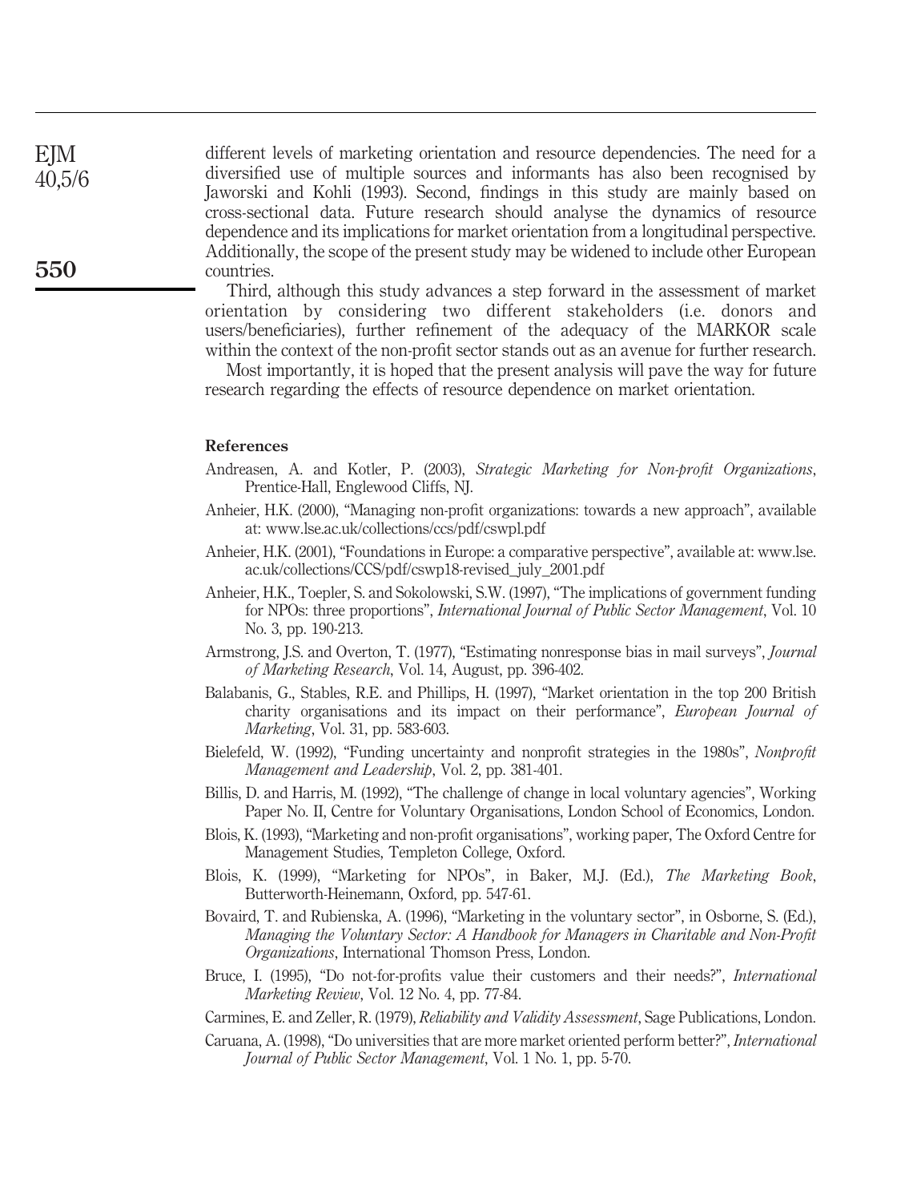different levels of marketing orientation and resource dependencies. The need for a diversified use of multiple sources and informants has also been recognised by Jaworski and Kohli (1993). Second, findings in this study are mainly based on cross-sectional data. Future research should analyse the dynamics of resource dependence and its implications for market orientation from a longitudinal perspective. Additionally, the scope of the present study may be widened to include other European countries.

Third, although this study advances a step forward in the assessment of market orientation by considering two different stakeholders (i.e. donors and users/beneficiaries), further refinement of the adequacy of the MARKOR scale within the context of the non-profit sector stands out as an avenue for further research.

Most importantly, it is hoped that the present analysis will pave the way for future research regarding the effects of resource dependence on market orientation.

### References

Andreasen, A. and Kotler, P. (2003), *Strategic Marketing for Non-profit Organizations*, Prentice-Hall, Englewood Cliffs, NJ.

Anheier, H.K. (2000), "Managing non-profit organizations: towards a new approach", available at: www.lse.ac.uk/collections/ccs/pdf/cswpl.pdf

Anheier, H.K. (2001), "Foundations in Europe: a comparative perspective", available at: www.lse.ac.uk/collections/CCS/pdf/cswp18-revised_july_2001.pdf

Anheier, H.K., Toepler, S. and Sokolowski, S.W. (1997), "The implications of government funding for NPOs: three proportions", *International Journal of Public Sector Management*, Vol. 10 No. 3, pp. 190-213.

Armstrong, J.S. and Overton, T. (1977), "Estimating nonresponse bias in mail surveys", *Journal of Marketing Research*, Vol. 14, August, pp. 396-402.

Balabanis, G., Stables, R.E. and Phillips, H. (1997), "Market orientation in the top 200 British charity organisations and its impact on their performance", *European Journal of Marketing*, Vol. 31, pp. 583-603.

Bielefeld, W. (1992), "Funding uncertainty and nonprofit strategies in the 1980s", *Nonprofit Management and Leadership*, Vol. 2, pp. 381-401.

Billis, D. and Harris, M. (1992), "The challenge of change in local voluntary agencies", Working Paper No. II, Centre for Voluntary Organisations, London School of Economics, London.

Blois, K. (1993), "Marketing and non-profit organisations", working paper, The Oxford Centre for Management Studies, Templeton College, Oxford.

Blois, K. (1999), "Marketing for NPOs", in Baker, M.J. (Ed.), *The Marketing Book*, Butterworth-Heinemann, Oxford, pp. 547-61.

Bovaird, T. and Rubienska, A. (1996), "Marketing in the voluntary sector", in Osborne, S. (Ed.), *Managing the Voluntary Sector: A Handbook for Managers in Charitable and Non-Profit Organizations*, International Thomson Press, London.

Bruce, I. (1995), "Do not-for-profits value their customers and their needs?", *International Marketing Review*, Vol. 12 No. 4, pp. 77-84.

Carmines, E. and Zeller, R. (1979), *Reliability and Validity Assessment*, Sage Publications, London.

Caruana, A. (1998), "Do universities that are more market oriented perform better?", *International Journal of Public Sector Management*, Vol. 1 No. 1, pp. 5-70.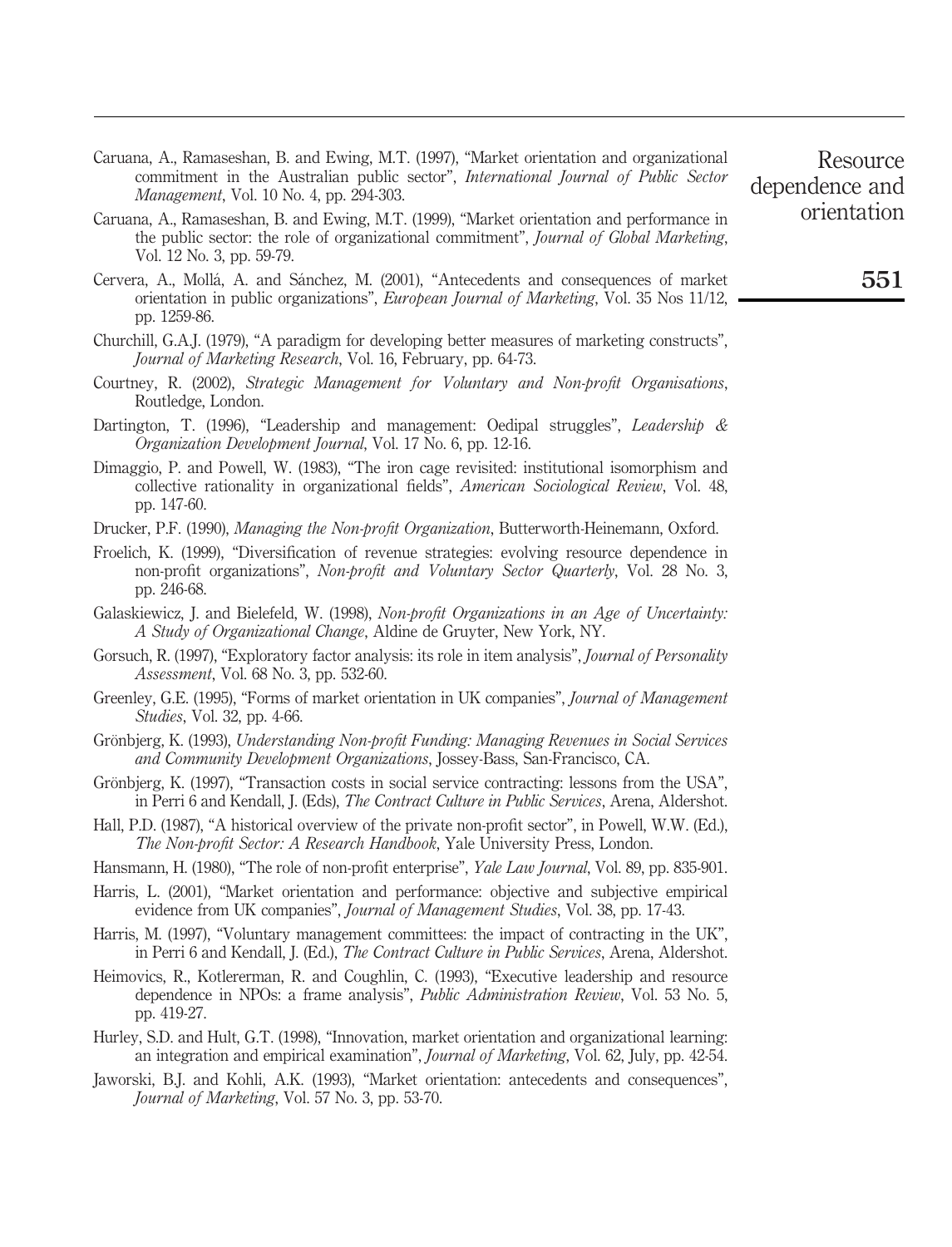Caruana, A., Ramaseshan, B. and Ewing, M.T. (1997), "Market orientation and organizational commitment in the Australian public sector", *International Journal of Public Sector Management*, Vol. 10 No. 4, pp. 294-303.

Caruana, A., Ramaseshan, B. and Ewing, M.T. (1999), "Market orientation and performance in the public sector: the role of organizational commitment", *Journal of Global Marketing*, Vol. 12 No. 3, pp. 59-79.

Cervera, A., Mollá, A. and Sánchez, M. (2001), "Antecedents and consequences of market orientation in public organizations", *European Journal of Marketing*, Vol. 35 Nos 11/12, pp. 1259-86.

Churchill, G.A.J. (1979), "A paradigm for developing better measures of marketing constructs", *Journal of Marketing Research*, Vol. 16, February, pp. 64-73.

Courtney, R. (2002), *Strategic Management for Voluntary and Non-profit Organisations*, Routledge, London.

Dartington, T. (1996), "Leadership and management: Oedipal struggles", *Leadership & Organization Development Journal*, Vol. 17 No. 6, pp. 12-16.

Dimaggio, P. and Powell, W. (1983), "The iron cage revisited: institutional isomorphism and collective rationality in organizational fields", *American Sociological Review*, Vol. 48, pp. 147-60.

Drucker, P.F. (1990), *Managing the Non-profit Organization*, Butterworth-Heinemann, Oxford.

Froelich, K. (1999), "Diversification of revenue strategies: evolving resource dependence in non-profit organizations", *Non-profit and Voluntary Sector Quarterly*, Vol. 28 No. 3, pp. 246-68.

Galaskiewicz, J. and Bielefeld, W. (1998), *Non-profit Organizations in an Age of Uncertainty: A Study of Organizational Change*, Aldine de Gruyter, New York, NY.

Gorsuch, R. (1997), "Exploratory factor analysis: its role in item analysis", *Journal of Personality Assessment*, Vol. 68 No. 3, pp. 532-60.

Greenley, G.E. (1995), "Forms of market orientation in UK companies", *Journal of Management Studies*, Vol. 32, pp. 4-66.

Grönbjerg, K. (1993), *Understanding Non-profit Funding: Managing Revenues in Social Services and Community Development Organizations*, Jossey-Bass, San-Francisco, CA.

Grönbjerg, K. (1997), "Transaction costs in social service contracting: lessons from the USA", in Perri 6 and Kendall, J. (Eds), *The Contract Culture in Public Services*, Arena, Aldershot.

Hall, P.D. (1987), "A historical overview of the private non-profit sector", in Powell, W.W. (Ed.), *The Non-profit Sector: A Research Handbook*, Yale University Press, London.

Hansmann, H. (1980), "The role of non-profit enterprise", *Yale Law Journal*, Vol. 89, pp. 835-901.

Harris, L. (2001), "Market orientation and performance: objective and subjective empirical evidence from UK companies", *Journal of Management Studies*, Vol. 38, pp. 17-43.

Harris, M. (1997), "Voluntary management committees: the impact of contracting in the UK", in Perri 6 and Kendall, J. (Ed.), *The Contract Culture in Public Services*, Arena, Aldershot.

Heimovics, R., Kotlererman, R. and Coughlin, C. (1993), "Executive leadership and resource dependence in NPOs: a frame analysis", *Public Administration Review*, Vol. 53 No. 5, pp. 419-27.

Hurley, S.D. and Hult, G.T. (1998), "Innovation, market orientation and organizational learning: an integration and empirical examination", *Journal of Marketing*, Vol. 62, July, pp. 42-54.

Jaworski, B.J. and Kohli, A.K. (1993), "Market orientation: antecedents and consequences", *Journal of Marketing*, Vol. 57 No. 3, pp. 53-70.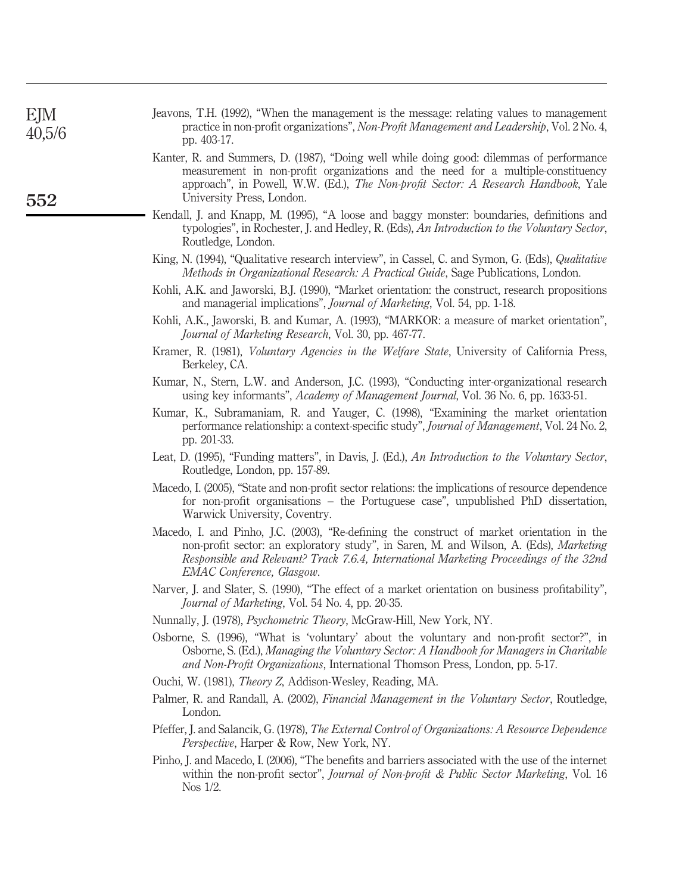Jeavons, T.H. (1992), "When the management is the message: relating values to management practice in non-profit organizations", *Non-Profit Management and Leadership*, Vol. 2 No. 4, pp. 403-17.

Kanter, R. and Summers, D. (1987), "Doing well while doing good: dilemmas of performance measurement in non-profit organizations and the need for a multiple-constituency approach", in Powell, W.W. (Ed.), *The Non-profit Sector: A Research Handbook*, Yale University Press, London.

Kendall, J. and Knapp, M. (1995), "A loose and baggy monster: boundaries, definitions and typologies", in Rochester, J. and Hedley, R. (Eds), *An Introduction to the Voluntary Sector*, Routledge, London.

King, N. (1994), "Qualitative research interview", in Cassel, C. and Symon, G. (Eds), *Qualitative Methods in Organizational Research: A Practical Guide*, Sage Publications, London.

Kohli, A.K. and Jaworski, B.J. (1990), "Market orientation: the construct, research propositions and managerial implications", *Journal of Marketing*, Vol. 54, pp. 1-18.

Kohli, A.K., Jaworski, B. and Kumar, A. (1993), "MARKOR: a measure of market orientation", *Journal of Marketing Research*, Vol. 30, pp. 467-77.

Kramer, R. (1981), *Voluntary Agencies in the Welfare State*, University of California Press, Berkeley, CA.

Kumar, N., Stern, L.W. and Anderson, J.C. (1993), "Conducting inter-organizational research using key informants", *Academy of Management Journal*, Vol. 36 No. 6, pp. 1633-51.

Kumar, K., Subramaniam, R. and Yauger, C. (1998), "Examining the market orientation performance relationship: a context-specific study", *Journal of Management*, Vol. 24 No. 2, pp. 201-33.

Leat, D. (1995), "Funding matters", in Davis, J. (Ed.), *An Introduction to the Voluntary Sector*, Routledge, London, pp. 157-89.

Macedo, I. (2005), "State and non-profit sector relations: the implications of resource dependence for non-profit organisations – the Portuguese case", unpublished PhD dissertation, Warwick University, Coventry.

Macedo, I. and Pinho, J.C. (2003), "Re-defining the construct of market orientation in the non-profit sector: an exploratory study", in Saren, M. and Wilson, A. (Eds), *Marketing Responsible and Relevant? Track 7.6.4, International Marketing Proceedings of the 32nd EMAC Conference, Glasgow*.

Narver, J. and Slater, S. (1990), "The effect of a market orientation on business profitability", *Journal of Marketing*, Vol. 54 No. 4, pp. 20-35.

Nunnally, J. (1978), *Psychometric Theory*, McGraw-Hill, New York, NY.

Osborne, S. (1996), "What is 'voluntary' about the voluntary and non-profit sector?", in Osborne, S. (Ed.), *Managing the Voluntary Sector: A Handbook for Managers in Charitable and Non-Profit Organizations*, International Thomson Press, London, pp. 5-17.

Ouchi, W. (1981), *Theory Z*, Addison-Wesley, Reading, MA.

Palmer, R. and Randall, A. (2002), *Financial Management in the Voluntary Sector*, Routledge, London.

Pfeffer, J. and Salancik, G. (1978), *The External Control of Organizations: A Resource Dependence Perspective*, Harper & Row, New York, NY.

Pinho, J. and Macedo, I. (2006), "The benefits and barriers associated with the use of the internet within the non-profit sector", *Journal of Non-profit & Public Sector Marketing*, Vol. 16 Nos 1/2.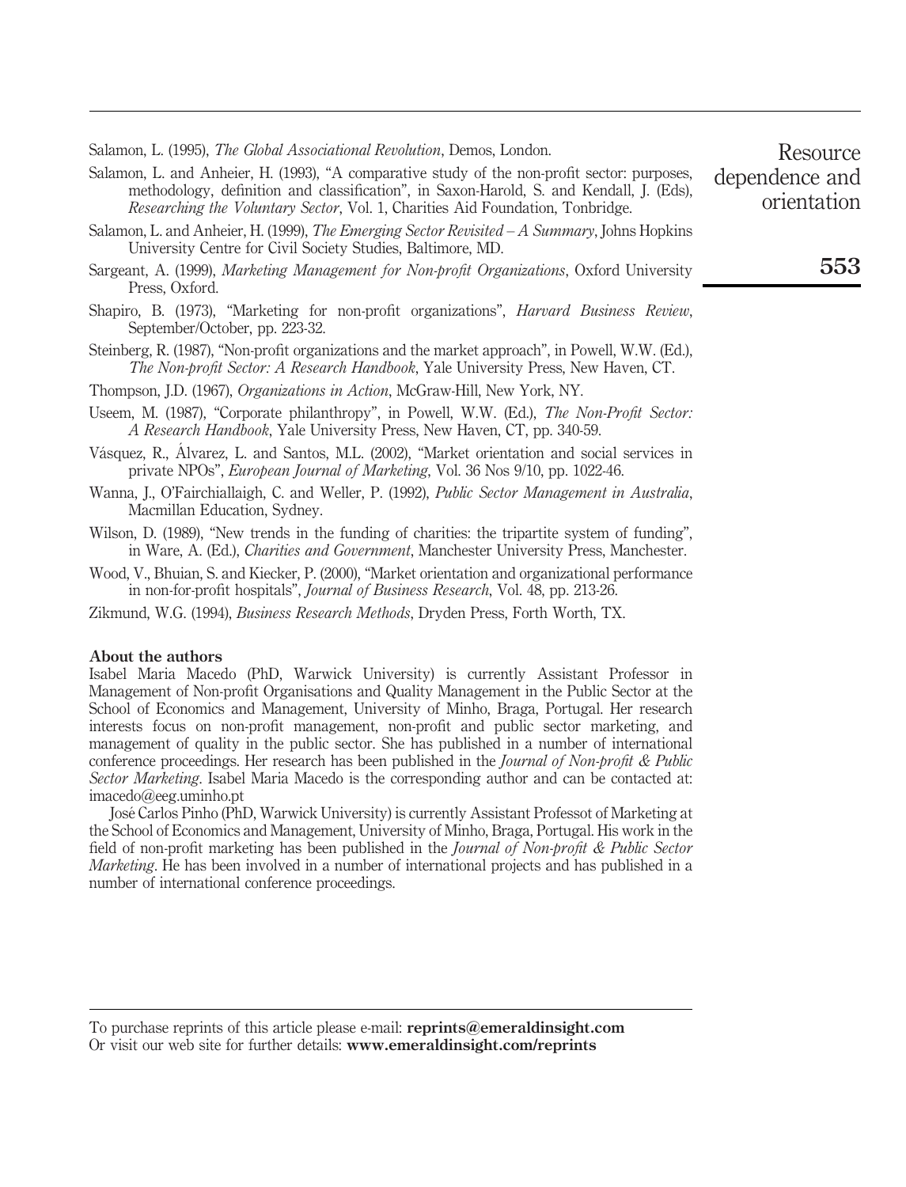Salamon, L. (1995), *The Global Associational Revolution*, Demos, London.

Salamon, L. and Anheier, H. (1993), "A comparative study of the non-profit sector: purposes, methodology, definition and classification", in Saxon-Harold, S. and Kendall, J. (Eds), *Researching the Voluntary Sector*, Vol. 1, Charities Aid Foundation, Tonbridge.

Salamon, L. and Anheier, H. (1999), *The Emerging Sector Revisited – A Summary*, Johns Hopkins University Centre for Civil Society Studies, Baltimore, MD.

Sargeant, A. (1999), *Marketing Management for Non-profit Organizations*, Oxford University Press, Oxford.

Shapiro, B. (1973), "Marketing for non-profit organizations", *Harvard Business Review*, September/October, pp. 223-32.

Steinberg, R. (1987), "Non-profit organizations and the market approach", in Powell, W.W. (Ed.), *The Non-profit Sector: A Research Handbook*, Yale University Press, New Haven, CT.

Thompson, J.D. (1967), *Organizations in Action*, McGraw-Hill, New York, NY.

Useem, M. (1987), "Corporate philanthropy", in Powell, W.W. (Ed.), *The Non-Profit Sector: A Research Handbook*, Yale University Press, New Haven, CT, pp. 340-59.

Vásquez, R., Álvarez, L. and Santos, M.L. (2002), "Market orientation and social services in private NPOs", *European Journal of Marketing*, Vol. 36 Nos 9/10, pp. 1022-46.

Wanna, J., O'Fairchiallaigh, C. and Weller, P. (1992), *Public Sector Management in Australia*, Macmillan Education, Sydney.

Wilson, D. (1989), "New trends in the funding of charities: the tripartite system of funding", in Ware, A. (Ed.), *Charities and Government*, Manchester University Press, Manchester.

Wood, V., Bhuian, S. and Kiecker, P. (2000), "Market orientation and organizational performance in non-for-profit hospitals", *Journal of Business Research*, Vol. 48, pp. 213-26.

Zikmund, W.G. (1994), *Business Research Methods*, Dryden Press, Forth Worth, TX.

**About the authors**

Isabel Maria Macedo (PhD, Warwick University) is currently Assistant Professor in Management of Non-profit Organisations and Quality Management in the Public Sector at the School of Economics and Management, University of Minho, Braga, Portugal. Her research interests focus on non-profit management, non-profit and public sector marketing, and management of quality in the public sector. She has published in a number of international conference proceedings. Her research has been published in the *Journal of Non-profit & Public Sector Marketing*. Isabel Maria Macedo is the corresponding author and can be contacted at: imacedo@eeg.uminho.pt

José Carlos Pinho (PhD, Warwick University) is currently Assistant Professot of Marketing at the School of Economics and Management, University of Minho, Braga, Portugal. His work in the field of non-profit marketing has been published in the *Journal of Non-profit & Public Sector Marketing*. He has been involved in a number of international projects and has published in a number of international conference proceedings.

To purchase reprints of this article please e-mail: **reprints@emeraldinsight.com**
Or visit our web site for further details: **www.emeraldinsight.com/reprints**